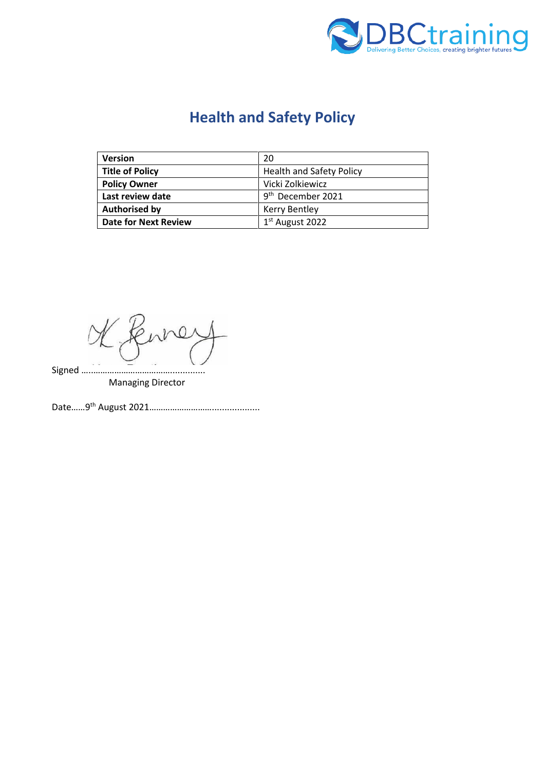# Health and Safety Policy

| Version | 20 |
|---|---|
| Title of Policy | Health and Safety Policy |
| Policy Owner | Vicki Zolkiewicz |
| Last review date | 9th December 2021 |
| Authorised by | Kerry Bentley |
| Date for Next Review | 1st August 2022 |

Signed …..............................................

Managing Director

Date……9th August 2021……………………….................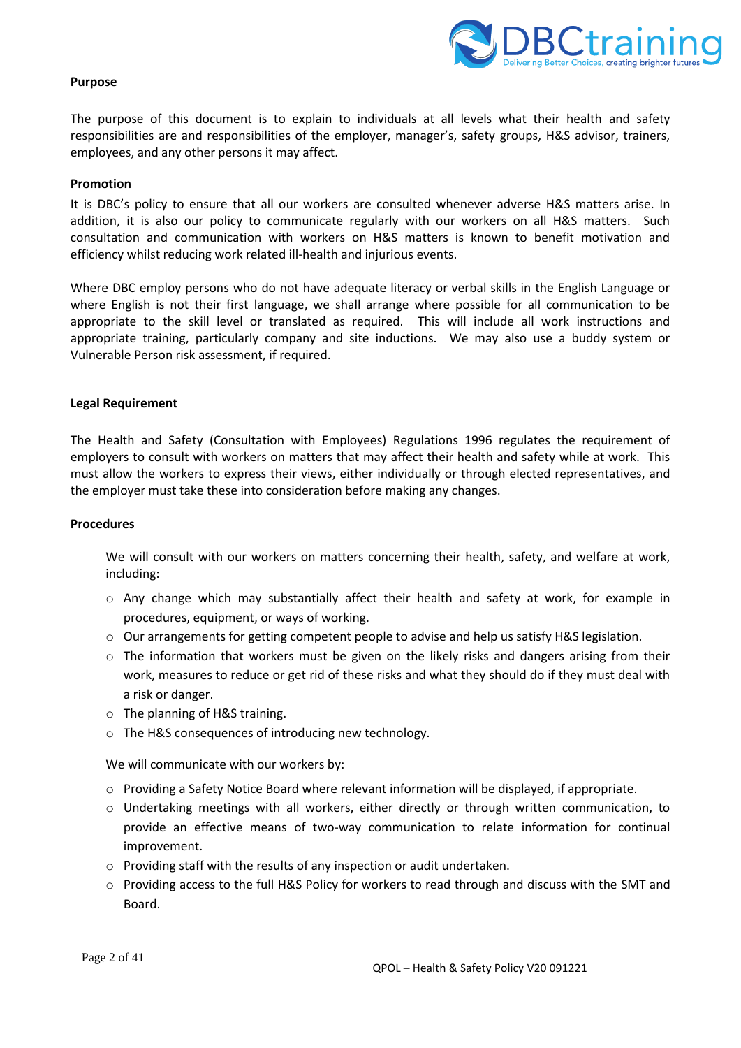**Purpose**

The purpose of this document is to explain to individuals at all levels what their health and safety responsibilities are and responsibilities of the employer, manager's, safety groups, H&S advisor, trainers, employees, and any other persons it may affect.

**Promotion**

It is DBC's policy to ensure that all our workers are consulted whenever adverse H&S matters arise. In addition, it is also our policy to communicate regularly with our workers on all H&S matters. Such consultation and communication with workers on H&S matters is known to benefit motivation and efficiency whilst reducing work related ill-health and injurious events.

Where DBC employ persons who do not have adequate literacy or verbal skills in the English Language or where English is not their first language, we shall arrange where possible for all communication to be appropriate to the skill level or translated as required. This will include all work instructions and appropriate training, particularly company and site inductions. We may also use a buddy system or Vulnerable Person risk assessment, if required.

**Legal Requirement**

The Health and Safety (Consultation with Employees) Regulations 1996 regulates the requirement of employers to consult with workers on matters that may affect their health and safety while at work. This must allow the workers to express their views, either individually or through elected representatives, and the employer must take these into consideration before making any changes.

**Procedures**

We will consult with our workers on matters concerning their health, safety, and welfare at work, including:

- Any change which may substantially affect their health and safety at work, for example in procedures, equipment, or ways of working.
- Our arrangements for getting competent people to advise and help us satisfy H&S legislation.
- The information that workers must be given on the likely risks and dangers arising from their work, measures to reduce or get rid of these risks and what they should do if they must deal with a risk or danger.
- The planning of H&S training.
- The H&S consequences of introducing new technology.

We will communicate with our workers by:

- Providing a Safety Notice Board where relevant information will be displayed, if appropriate.
- Undertaking meetings with all workers, either directly or through written communication, to provide an effective means of two-way communication to relate information for continual improvement.
- Providing staff with the results of any inspection or audit undertaken.
- Providing access to the full H&S Policy for workers to read through and discuss with the SMT and Board.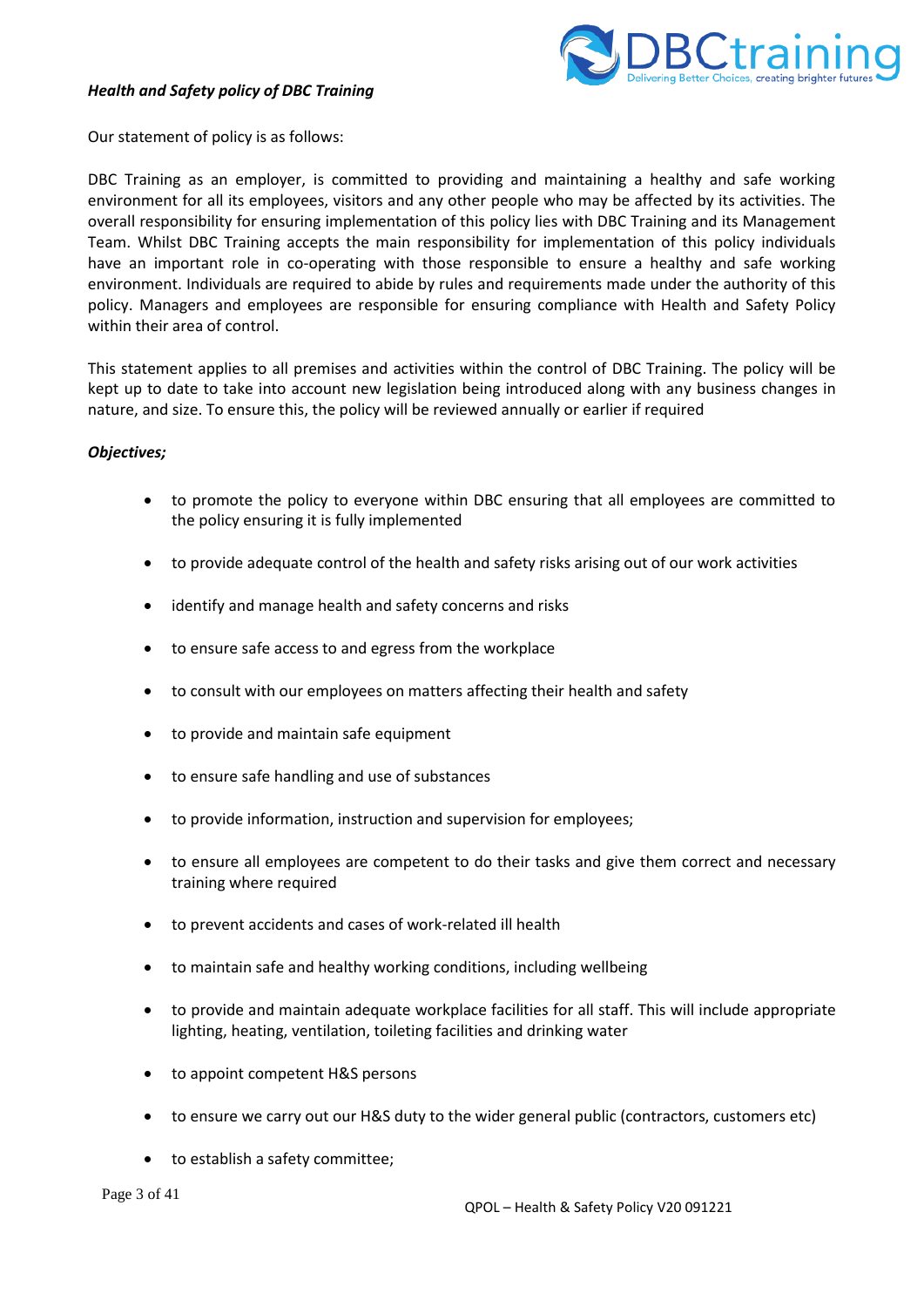*Health and Safety policy of DBC Training*

Our statement of policy is as follows:

DBC Training as an employer, is committed to providing and maintaining a healthy and safe working environment for all its employees, visitors and any other people who may be affected by its activities. The overall responsibility for ensuring implementation of this policy lies with DBC Training and its Management Team. Whilst DBC Training accepts the main responsibility for implementation of this policy individuals have an important role in co-operating with those responsible to ensure a healthy and safe working environment. Individuals are required to abide by rules and requirements made under the authority of this policy. Managers and employees are responsible for ensuring compliance with Health and Safety Policy within their area of control.

This statement applies to all premises and activities within the control of DBC Training. The policy will be kept up to date to take into account new legislation being introduced along with any business changes in nature, and size. To ensure this, the policy will be reviewed annually or earlier if required

***Objectives;***

- to promote the policy to everyone within DBC ensuring that all employees are committed to the policy ensuring it is fully implemented
- to provide adequate control of the health and safety risks arising out of our work activities
- identify and manage health and safety concerns and risks
- to ensure safe access to and egress from the workplace
- to consult with our employees on matters affecting their health and safety
- to provide and maintain safe equipment
- to ensure safe handling and use of substances
- to provide information, instruction and supervision for employees;
- to ensure all employees are competent to do their tasks and give them correct and necessary training where required
- to prevent accidents and cases of work-related ill health
- to maintain safe and healthy working conditions, including wellbeing
- to provide and maintain adequate workplace facilities for all staff. This will include appropriate lighting, heating, ventilation, toileting facilities and drinking water
- to appoint competent H&S persons
- to ensure we carry out our H&S duty to the wider general public (contractors, customers etc)
- to establish a safety committee;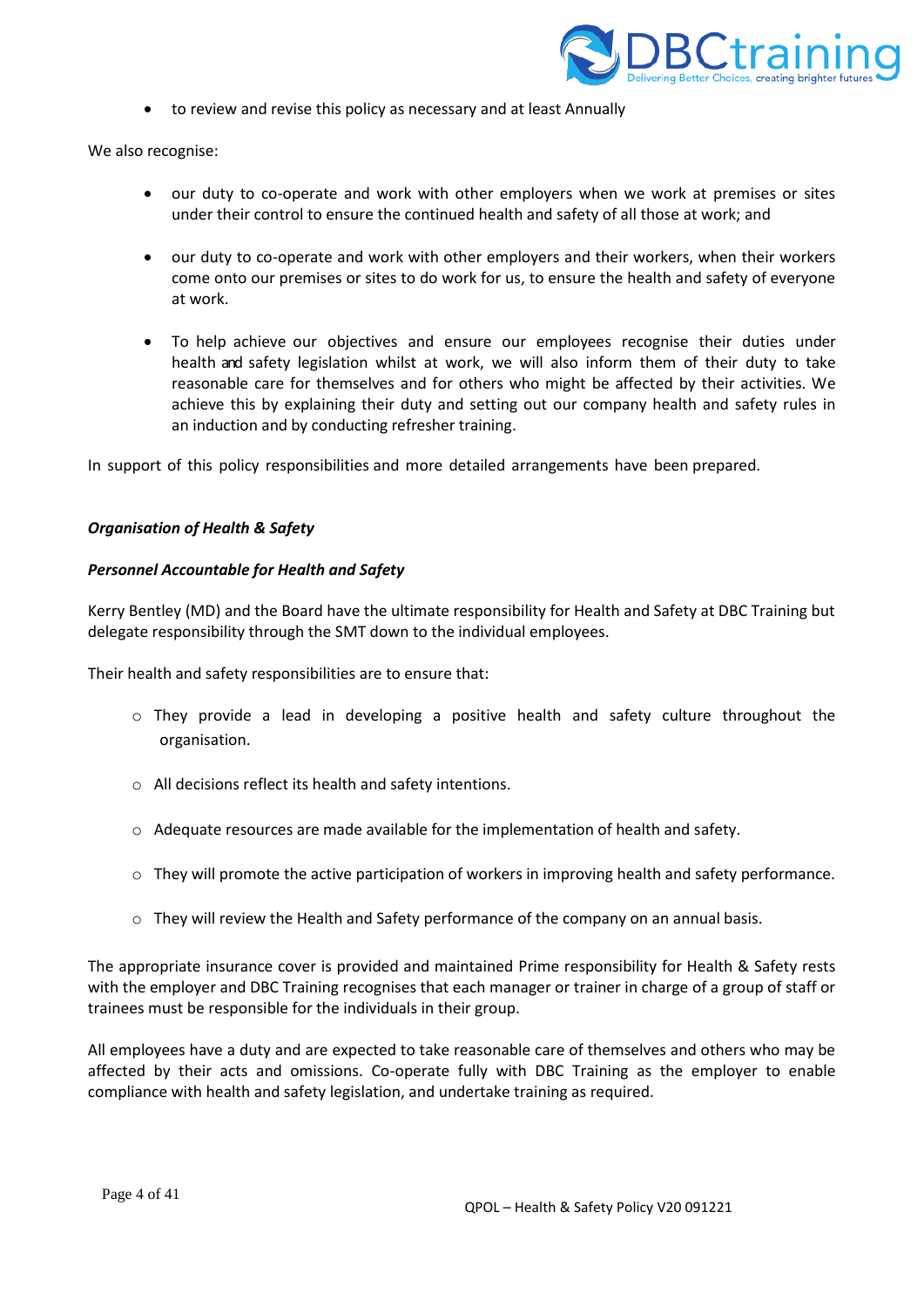- to review and revise this policy as necessary and at least Annually

We also recognise:

- our duty to co-operate and work with other employers when we work at premises or sites under their control to ensure the continued health and safety of all those at work; and

- our duty to co-operate and work with other employers and their workers, when their workers come onto our premises or sites to do work for us, to ensure the health and safety of everyone at work.

- To help achieve our objectives and ensure our employees recognise their duties under health and safety legislation whilst at work, we will also inform them of their duty to take reasonable care for themselves and for others who might be affected by their activities. We achieve this by explaining their duty and setting out our company health and safety rules in an induction and by conducting refresher training.

In support of this policy responsibilities and more detailed arrangements have been prepared.

***Organisation of Health & Safety***

***Personnel Accountable for Health and Safety***

Kerry Bentley (MD) and the Board have the ultimate responsibility for Health and Safety at DBC Training but delegate responsibility through the SMT down to the individual employees.

Their health and safety responsibilities are to ensure that:

- They provide a lead in developing a positive health and safety culture throughout the organisation.

- All decisions reflect its health and safety intentions.

- Adequate resources are made available for the implementation of health and safety.

- They will promote the active participation of workers in improving health and safety performance.

- They will review the Health and Safety performance of the company on an annual basis.

The appropriate insurance cover is provided and maintained Prime responsibility for Health & Safety rests with the employer and DBC Training recognises that each manager or trainer in charge of a group of staff or trainees must be responsible for the individuals in their group.

All employees have a duty and are expected to take reasonable care of themselves and others who may be affected by their acts and omissions. Co-operate fully with DBC Training as the employer to enable compliance with health and safety legislation, and undertake training as required.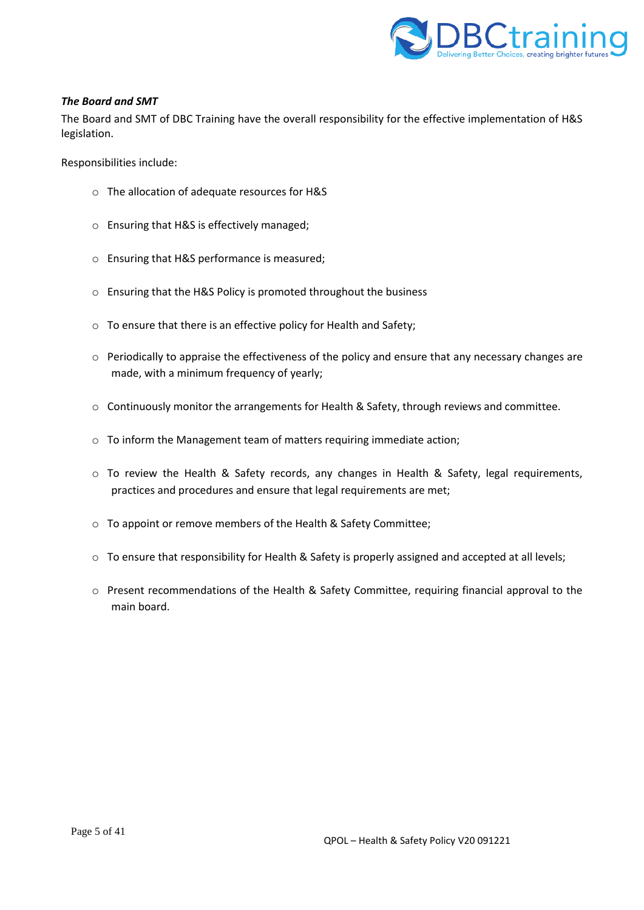***The Board and SMT***

The Board and SMT of DBC Training have the overall responsibility for the effective implementation of H&S legislation.

Responsibilities include:

- The allocation of adequate resources for H&S
- Ensuring that H&S is effectively managed;
- Ensuring that H&S performance is measured;
- Ensuring that the H&S Policy is promoted throughout the business
- To ensure that there is an effective policy for Health and Safety;
- Periodically to appraise the effectiveness of the policy and ensure that any necessary changes are made, with a minimum frequency of yearly;
- Continuously monitor the arrangements for Health & Safety, through reviews and committee.
- To inform the Management team of matters requiring immediate action;
- To review the Health & Safety records, any changes in Health & Safety, legal requirements, practices and procedures and ensure that legal requirements are met;
- To appoint or remove members of the Health & Safety Committee;
- To ensure that responsibility for Health & Safety is properly assigned and accepted at all levels;
- Present recommendations of the Health & Safety Committee, requiring financial approval to the main board.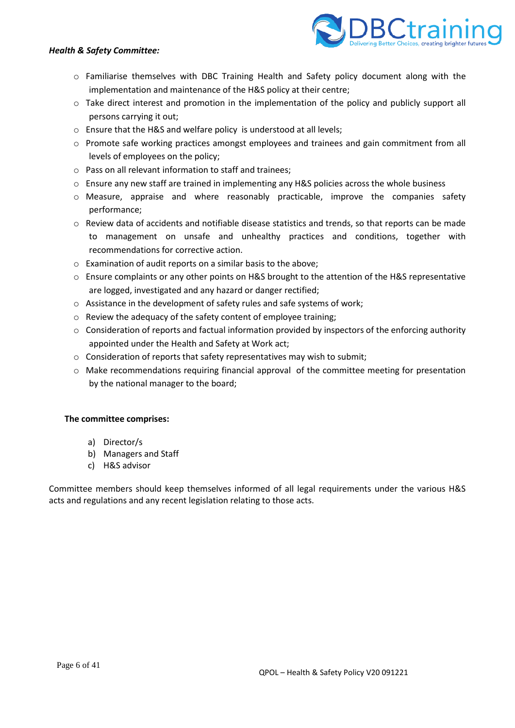***Health & Safety Committee:***

- Familiarise themselves with DBC Training Health and Safety policy document along with the implementation and maintenance of the H&S policy at their centre;
- Take direct interest and promotion in the implementation of the policy and publicly support all persons carrying it out;
- Ensure that the H&S and welfare policy is understood at all levels;
- Promote safe working practices amongst employees and trainees and gain commitment from all levels of employees on the policy;
- Pass on all relevant information to staff and trainees;
- Ensure any new staff are trained in implementing any H&S policies across the whole business
- Measure, appraise and where reasonably practicable, improve the companies safety performance;
- Review data of accidents and notifiable disease statistics and trends, so that reports can be made to management on unsafe and unhealthy practices and conditions, together with recommendations for corrective action.
- Examination of audit reports on a similar basis to the above;
- Ensure complaints or any other points on H&S brought to the attention of the H&S representative are logged, investigated and any hazard or danger rectified;
- Assistance in the development of safety rules and safe systems of work;
- Review the adequacy of the safety content of employee training;
- Consideration of reports and factual information provided by inspectors of the enforcing authority appointed under the Health and Safety at Work act;
- Consideration of reports that safety representatives may wish to submit;
- Make recommendations requiring financial approval of the committee meeting for presentation by the national manager to the board;

**The committee comprises:**

a) Director/s
b) Managers and Staff
c) H&S advisor

Committee members should keep themselves informed of all legal requirements under the various H&S acts and regulations and any recent legislation relating to those acts.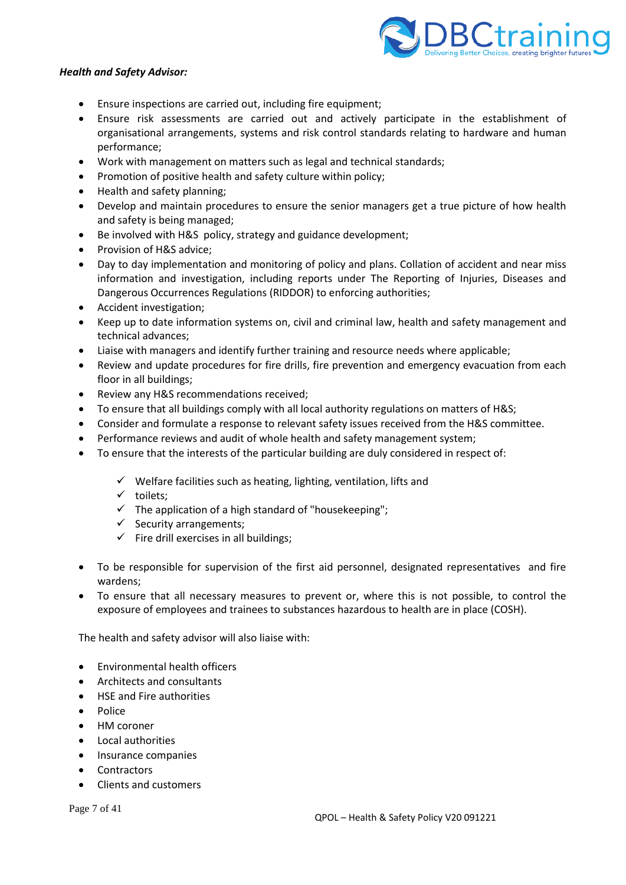***Health and Safety Advisor:***

- Ensure inspections are carried out, including fire equipment;
- Ensure risk assessments are carried out and actively participate in the establishment of organisational arrangements, systems and risk control standards relating to hardware and human performance;
- Work with management on matters such as legal and technical standards;
- Promotion of positive health and safety culture within policy;
- Health and safety planning;
- Develop and maintain procedures to ensure the senior managers get a true picture of how health and safety is being managed;
- Be involved with H&S policy, strategy and guidance development;
- Provision of H&S advice;
- Day to day implementation and monitoring of policy and plans. Collation of accident and near miss information and investigation, including reports under The Reporting of Injuries, Diseases and Dangerous Occurrences Regulations (RIDDOR) to enforcing authorities;
- Accident investigation;
- Keep up to date information systems on, civil and criminal law, health and safety management and technical advances;
- Liaise with managers and identify further training and resource needs where applicable;
- Review and update procedures for fire drills, fire prevention and emergency evacuation from each floor in all buildings;
- Review any H&S recommendations received;
- To ensure that all buildings comply with all local authority regulations on matters of H&S;
- Consider and formulate a response to relevant safety issues received from the H&S committee.
- Performance reviews and audit of whole health and safety management system;
- To ensure that the interests of the particular building are duly considered in respect of:
    - ✓ Welfare facilities such as heating, lighting, ventilation, lifts and
    - ✓ toilets;
    - ✓ The application of a high standard of "housekeeping";
    - ✓ Security arrangements;
    - ✓ Fire drill exercises in all buildings;
- To be responsible for supervision of the first aid personnel, designated representatives and fire wardens;
- To ensure that all necessary measures to prevent or, where this is not possible, to control the exposure of employees and trainees to substances hazardous to health are in place (COSH).

The health and safety advisor will also liaise with:

- Environmental health officers
- Architects and consultants
- HSE and Fire authorities
- Police
- HM coroner
- Local authorities
- Insurance companies
- Contractors
- Clients and customers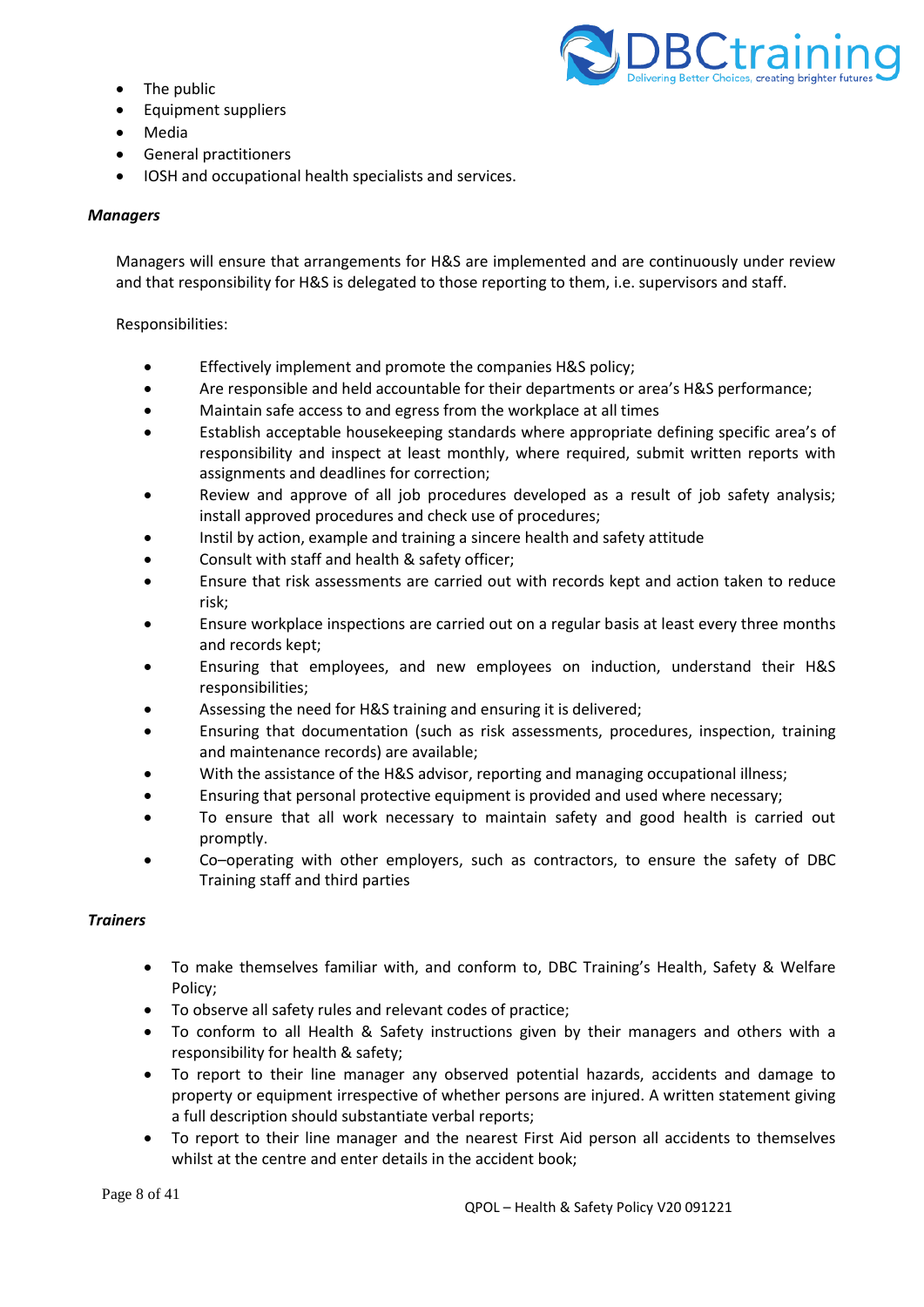- The public
- Equipment suppliers
- Media
- General practitioners
- IOSH and occupational health specialists and services.

***Managers***

Managers will ensure that arrangements for H&S are implemented and are continuously under review and that responsibility for H&S is delegated to those reporting to them, i.e. supervisors and staff.

Responsibilities:

- Effectively implement and promote the companies H&S policy;
- Are responsible and held accountable for their departments or area's H&S performance;
- Maintain safe access to and egress from the workplace at all times
- Establish acceptable housekeeping standards where appropriate defining specific area's of responsibility and inspect at least monthly, where required, submit written reports with assignments and deadlines for correction;
- Review and approve of all job procedures developed as a result of job safety analysis; install approved procedures and check use of procedures;
- Instil by action, example and training a sincere health and safety attitude
- Consult with staff and health & safety officer;
- Ensure that risk assessments are carried out with records kept and action taken to reduce risk;
- Ensure workplace inspections are carried out on a regular basis at least every three months and records kept;
- Ensuring that employees, and new employees on induction, understand their H&S responsibilities;
- Assessing the need for H&S training and ensuring it is delivered;
- Ensuring that documentation (such as risk assessments, procedures, inspection, training and maintenance records) are available;
- With the assistance of the H&S advisor, reporting and managing occupational illness;
- Ensuring that personal protective equipment is provided and used where necessary;
- To ensure that all work necessary to maintain safety and good health is carried out promptly.
- Co–operating with other employers, such as contractors, to ensure the safety of DBC Training staff and third parties

***Trainers***

- To make themselves familiar with, and conform to, DBC Training's Health, Safety & Welfare Policy;
- To observe all safety rules and relevant codes of practice;
- To conform to all Health & Safety instructions given by their managers and others with a responsibility for health & safety;
- To report to their line manager any observed potential hazards, accidents and damage to property or equipment irrespective of whether persons are injured. A written statement giving a full description should substantiate verbal reports;
- To report to their line manager and the nearest First Aid person all accidents to themselves whilst at the centre and enter details in the accident book;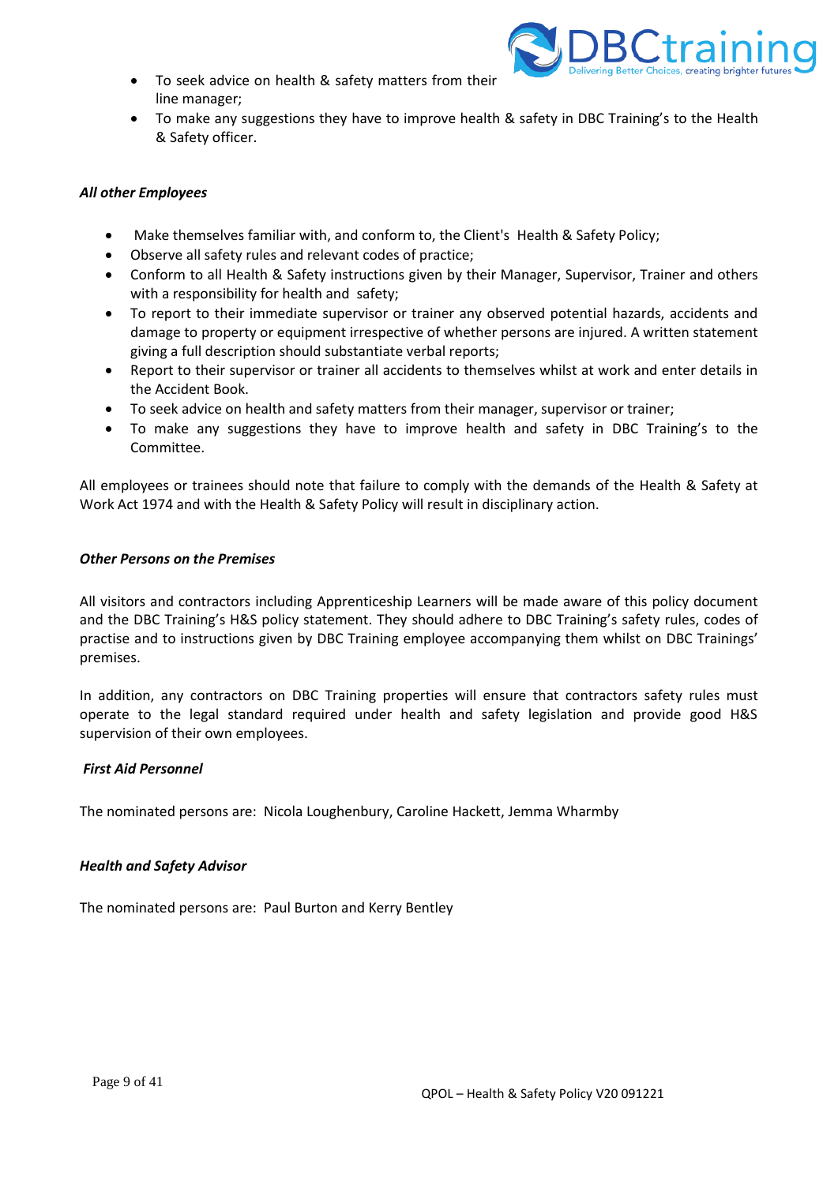- To seek advice on health & safety matters from their line manager;
- To make any suggestions they have to improve health & safety in DBC Training's to the Health & Safety officer.

***All other Employees***

- Make themselves familiar with, and conform to, the Client's Health & Safety Policy;
- Observe all safety rules and relevant codes of practice;
- Conform to all Health & Safety instructions given by their Manager, Supervisor, Trainer and others with a responsibility for health and safety;
- To report to their immediate supervisor or trainer any observed potential hazards, accidents and damage to property or equipment irrespective of whether persons are injured. A written statement giving a full description should substantiate verbal reports;
- Report to their supervisor or trainer all accidents to themselves whilst at work and enter details in the Accident Book.
- To seek advice on health and safety matters from their manager, supervisor or trainer;
- To make any suggestions they have to improve health and safety in DBC Training's to the Committee.

All employees or trainees should note that failure to comply with the demands of the Health & Safety at Work Act 1974 and with the Health & Safety Policy will result in disciplinary action.

***Other Persons on the Premises***

All visitors and contractors including Apprenticeship Learners will be made aware of this policy document and the DBC Training's H&S policy statement. They should adhere to DBC Training's safety rules, codes of practise and to instructions given by DBC Training employee accompanying them whilst on DBC Trainings' premises.

In addition, any contractors on DBC Training properties will ensure that contractors safety rules must operate to the legal standard required under health and safety legislation and provide good H&S supervision of their own employees.

***First Aid Personnel***

The nominated persons are: Nicola Loughenbury, Caroline Hackett, Jemma Wharmby

***Health and Safety Advisor***

The nominated persons are: Paul Burton and Kerry Bentley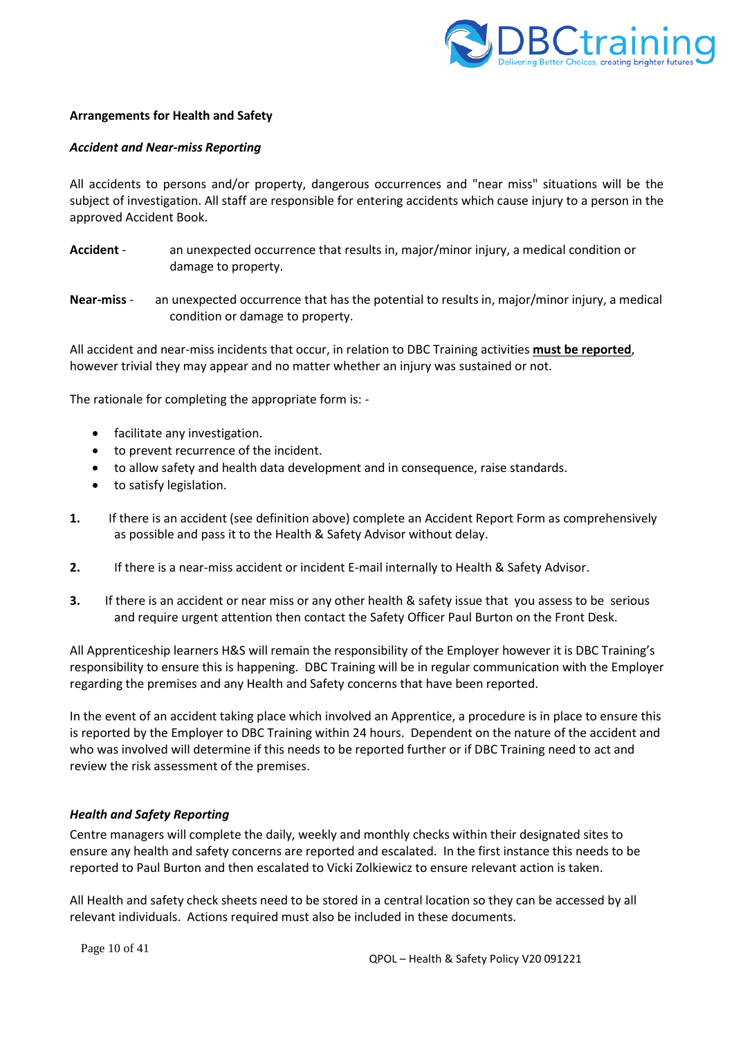**Arrangements for Health and Safety**

***Accident and Near-miss Reporting***

All accidents to persons and/or property, dangerous occurrences and "near miss" situations will be the subject of investigation. All staff are responsible for entering accidents which cause injury to a person in the approved Accident Book.

**Accident** - an unexpected occurrence that results in, major/minor injury, a medical condition or damage to property.

**Near-miss** - an unexpected occurrence that has the potential to results in, major/minor injury, a medical condition or damage to property.

All accident and near-miss incidents that occur, in relation to DBC Training activities **must be reported**, however trivial they may appear and no matter whether an injury was sustained or not.

The rationale for completing the appropriate form is: -

- facilitate any investigation.
- to prevent recurrence of the incident.
- to allow safety and health data development and in consequence, raise standards.
- to satisfy legislation.

**1.** If there is an accident (see definition above) complete an Accident Report Form as comprehensively as possible and pass it to the Health & Safety Advisor without delay.

**2.** If there is a near-miss accident or incident E-mail internally to Health & Safety Advisor.

**3.** If there is an accident or near miss or any other health & safety issue that you assess to be serious and require urgent attention then contact the Safety Officer Paul Burton on the Front Desk.

All Apprenticeship learners H&S will remain the responsibility of the Employer however it is DBC Training's responsibility to ensure this is happening. DBC Training will be in regular communication with the Employer regarding the premises and any Health and Safety concerns that have been reported.

In the event of an accident taking place which involved an Apprentice, a procedure is in place to ensure this is reported by the Employer to DBC Training within 24 hours. Dependent on the nature of the accident and who was involved will determine if this needs to be reported further or if DBC Training need to act and review the risk assessment of the premises.

***Health and Safety Reporting***

Centre managers will complete the daily, weekly and monthly checks within their designated sites to ensure any health and safety concerns are reported and escalated. In the first instance this needs to be reported to Paul Burton and then escalated to Vicki Zolkiewicz to ensure relevant action is taken.

All Health and safety check sheets need to be stored in a central location so they can be accessed by all relevant individuals. Actions required must also be included in these documents.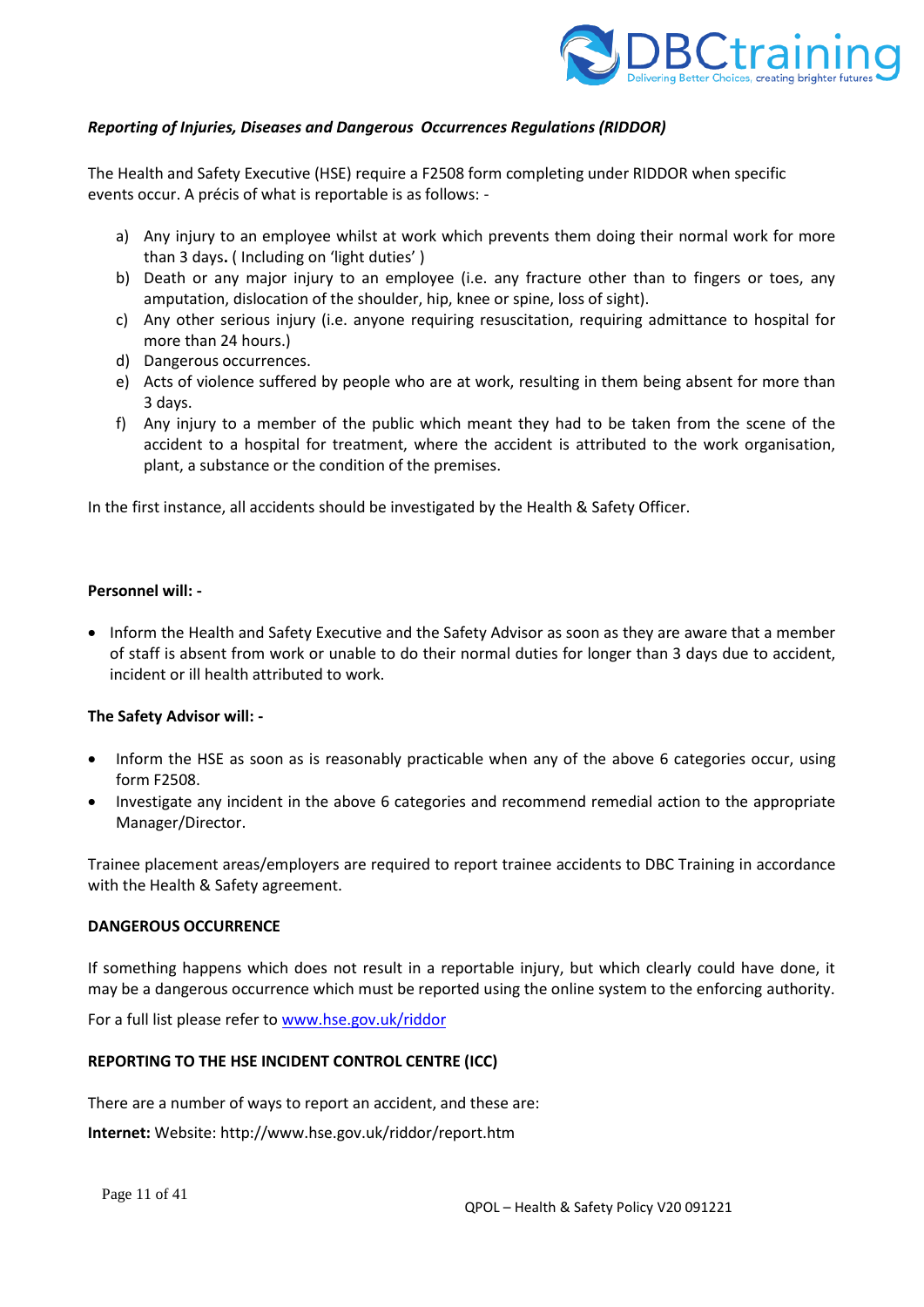***Reporting of Injuries, Diseases and Dangerous Occurrences Regulations (RIDDOR)***

The Health and Safety Executive (HSE) require a F2508 form completing under RIDDOR when specific events occur. A précis of what is reportable is as follows: -

a) Any injury to an employee whilst at work which prevents them doing their normal work for more than 3 days**.** ( Including on 'light duties' )
b) Death or any major injury to an employee (i.e. any fracture other than to fingers or toes, any amputation, dislocation of the shoulder, hip, knee or spine, loss of sight).
c) Any other serious injury (i.e. anyone requiring resuscitation, requiring admittance to hospital for more than 24 hours.)
d) Dangerous occurrences.
e) Acts of violence suffered by people who are at work, resulting in them being absent for more than 3 days.
f) Any injury to a member of the public which meant they had to be taken from the scene of the accident to a hospital for treatment, where the accident is attributed to the work organisation, plant, a substance or the condition of the premises.

In the first instance, all accidents should be investigated by the Health & Safety Officer.

**Personnel will: -**

- Inform the Health and Safety Executive and the Safety Advisor as soon as they are aware that a member of staff is absent from work or unable to do their normal duties for longer than 3 days due to accident, incident or ill health attributed to work.

**The Safety Advisor will: -**

- Inform the HSE as soon as is reasonably practicable when any of the above 6 categories occur, using form F2508.
- Investigate any incident in the above 6 categories and recommend remedial action to the appropriate Manager/Director.

Trainee placement areas/employers are required to report trainee accidents to DBC Training in accordance with the Health & Safety agreement.

**DANGEROUS OCCURRENCE**

If something happens which does not result in a reportable injury, but which clearly could have done, it may be a dangerous occurrence which must be reported using the online system to the enforcing authority.

For a full list please refer to [www.hse.gov.uk/riddor](www.hse.gov.uk/riddor)

**REPORTING TO THE HSE INCIDENT CONTROL CENTRE (ICC)**

There are a number of ways to report an accident, and these are:

**Internet:** Website: http://www.hse.gov.uk/riddor/report.htm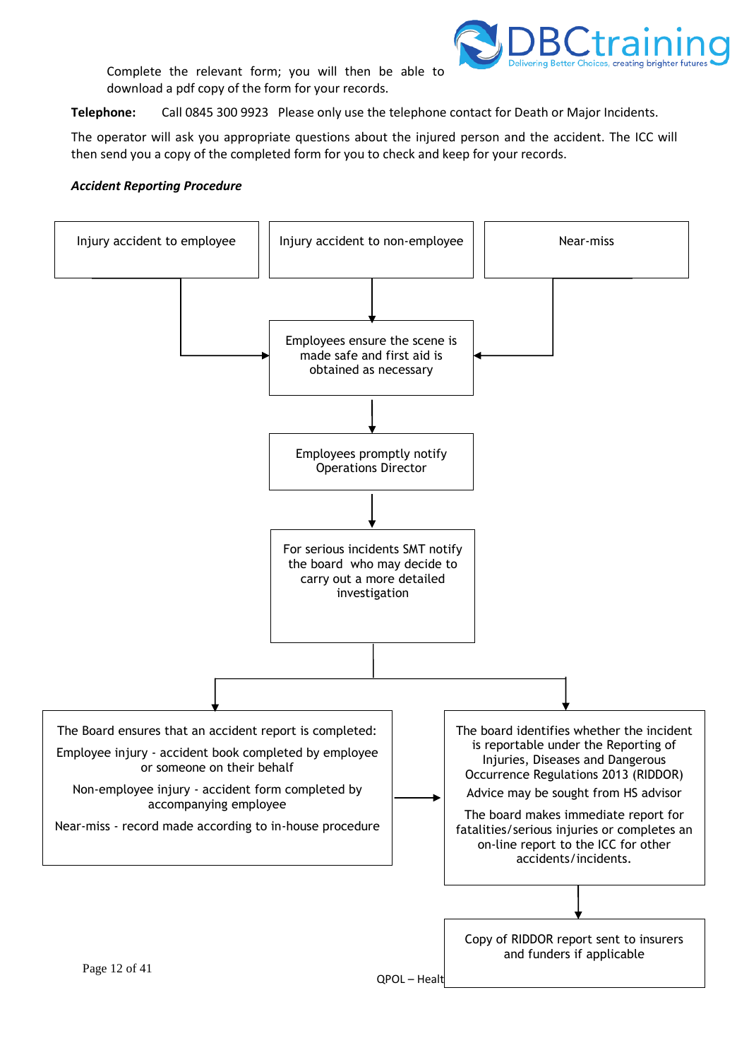Complete the relevant form; you will then be able to download a pdf copy of the form for your records.

**Telephone:** Call 0845 300 9923 Please only use the telephone contact for Death or Major Incidents.

The operator will ask you appropriate questions about the injured person and the accident. The ICC will then send you a copy of the completed form for you to check and keep for your records.

***Accident Reporting Procedure***

Injury accident to employee

Injury accident to non-employee

Near-miss

Employees ensure the scene is made safe and first aid is obtained as necessary

Employees promptly notify Operations Director

For serious incidents SMT notify the board who may decide to carry out a more detailed investigation

The Board ensures that an accident report is completed:

Employee injury - accident book completed by employee or someone on their behalf

Non-employee injury - accident form completed by accompanying employee

Near-miss - record made according to in-house procedure

The board identifies whether the incident is reportable under the Reporting of Injuries, Diseases and Dangerous Occurrence Regulations 2013 (RIDDOR)

Advice may be sought from HS advisor

The board makes immediate report for fatalities/serious injuries or completes an on-line report to the ICC for other accidents/incidents.

Copy of RIDDOR report sent to insurers and funders if applicable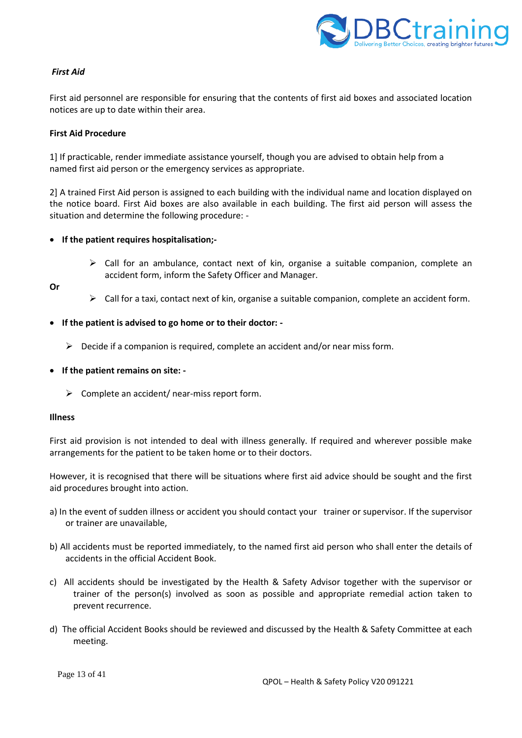***First Aid***

First aid personnel are responsible for ensuring that the contents of first aid boxes and associated location notices are up to date within their area.

**First Aid Procedure**

1] If practicable, render immediate assistance yourself, though you are advised to obtain help from a named first aid person or the emergency services as appropriate.

2] A trained First Aid person is assigned to each building with the individual name and location displayed on the notice board. First Aid boxes are also available in each building. The first aid person will assess the situation and determine the following procedure: -

- **If the patient requires hospitalisation;-**
  - Call for an ambulance, contact next of kin, organise a suitable companion, complete an accident form, inform the Safety Officer and Manager.

**Or**

  - Call for a taxi, contact next of kin, organise a suitable companion, complete an accident form.

- **If the patient is advised to go home or to their doctor: -**
  - Decide if a companion is required, complete an accident and/or near miss form.

- **If the patient remains on site: -**
  - Complete an accident/ near-miss report form.

**Illness**

First aid provision is not intended to deal with illness generally. If required and wherever possible make arrangements for the patient to be taken home or to their doctors.

However, it is recognised that there will be situations where first aid advice should be sought and the first aid procedures brought into action.

a) In the event of sudden illness or accident you should contact your trainer or supervisor. If the supervisor or trainer are unavailable,

b) All accidents must be reported immediately, to the named first aid person who shall enter the details of accidents in the official Accident Book.

c) All accidents should be investigated by the Health & Safety Advisor together with the supervisor or trainer of the person(s) involved as soon as possible and appropriate remedial action taken to prevent recurrence.

d) The official Accident Books should be reviewed and discussed by the Health & Safety Committee at each meeting.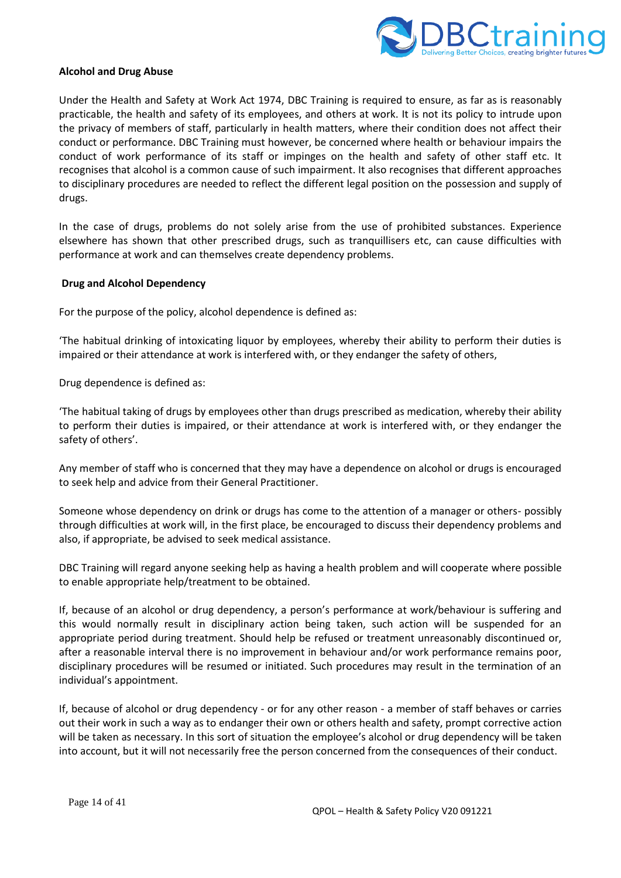**Alcohol and Drug Abuse**

Under the Health and Safety at Work Act 1974, DBC Training is required to ensure, as far as is reasonably practicable, the health and safety of its employees, and others at work. It is not its policy to intrude upon the privacy of members of staff, particularly in health matters, where their condition does not affect their conduct or performance. DBC Training must however, be concerned where health or behaviour impairs the conduct of work performance of its staff or impinges on the health and safety of other staff etc. It recognises that alcohol is a common cause of such impairment. It also recognises that different approaches to disciplinary procedures are needed to reflect the different legal position on the possession and supply of drugs.

In the case of drugs, problems do not solely arise from the use of prohibited substances. Experience elsewhere has shown that other prescribed drugs, such as tranquillisers etc, can cause difficulties with performance at work and can themselves create dependency problems.

**Drug and Alcohol Dependency**

For the purpose of the policy, alcohol dependence is defined as:

'The habitual drinking of intoxicating liquor by employees, whereby their ability to perform their duties is impaired or their attendance at work is interfered with, or they endanger the safety of others,

Drug dependence is defined as:

'The habitual taking of drugs by employees other than drugs prescribed as medication, whereby their ability to perform their duties is impaired, or their attendance at work is interfered with, or they endanger the safety of others'.

Any member of staff who is concerned that they may have a dependence on alcohol or drugs is encouraged to seek help and advice from their General Practitioner.

Someone whose dependency on drink or drugs has come to the attention of a manager or others- possibly through difficulties at work will, in the first place, be encouraged to discuss their dependency problems and also, if appropriate, be advised to seek medical assistance.

DBC Training will regard anyone seeking help as having a health problem and will cooperate where possible to enable appropriate help/treatment to be obtained.

If, because of an alcohol or drug dependency, a person's performance at work/behaviour is suffering and this would normally result in disciplinary action being taken, such action will be suspended for an appropriate period during treatment. Should help be refused or treatment unreasonably discontinued or, after a reasonable interval there is no improvement in behaviour and/or work performance remains poor, disciplinary procedures will be resumed or initiated. Such procedures may result in the termination of an individual's appointment.

If, because of alcohol or drug dependency - or for any other reason - a member of staff behaves or carries out their work in such a way as to endanger their own or others health and safety, prompt corrective action will be taken as necessary. In this sort of situation the employee's alcohol or drug dependency will be taken into account, but it will not necessarily free the person concerned from the consequences of their conduct.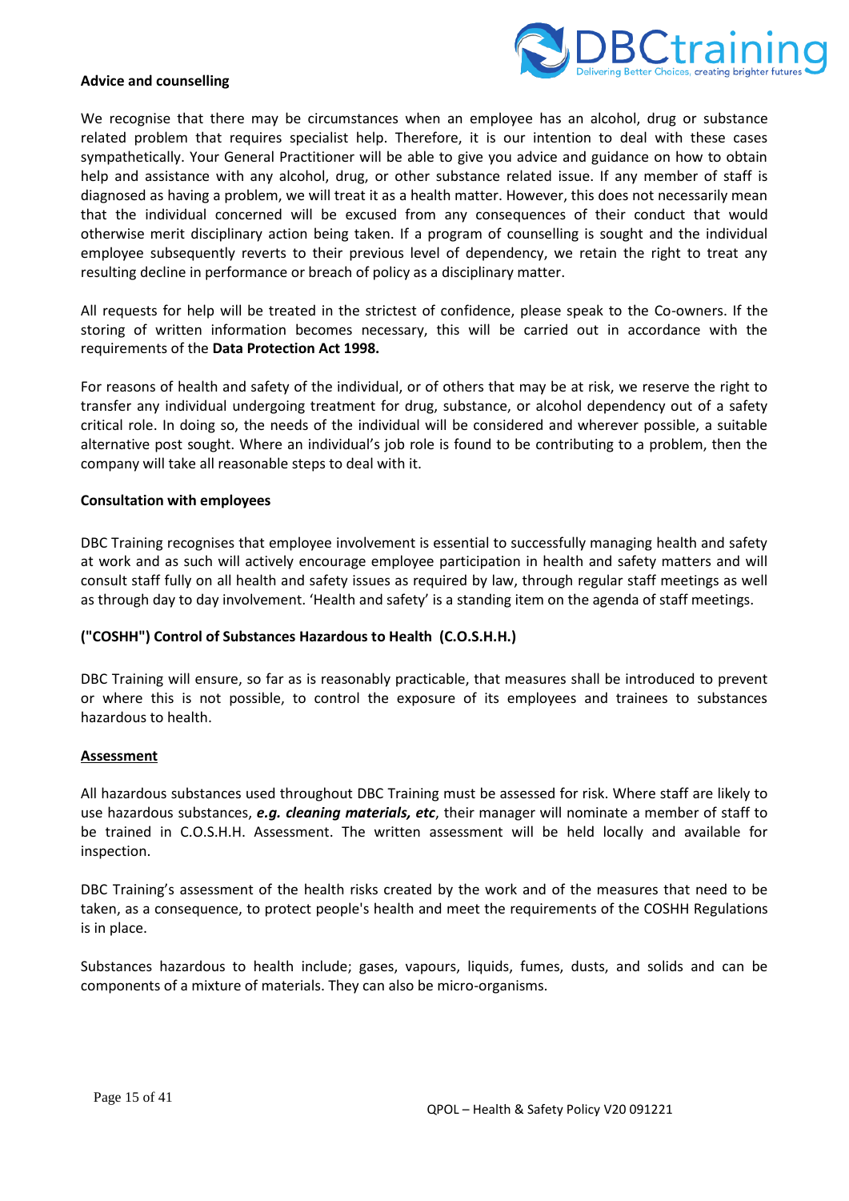**Advice and counselling**

We recognise that there may be circumstances when an employee has an alcohol, drug or substance related problem that requires specialist help. Therefore, it is our intention to deal with these cases sympathetically. Your General Practitioner will be able to give you advice and guidance on how to obtain help and assistance with any alcohol, drug, or other substance related issue. If any member of staff is diagnosed as having a problem, we will treat it as a health matter. However, this does not necessarily mean that the individual concerned will be excused from any consequences of their conduct that would otherwise merit disciplinary action being taken. If a program of counselling is sought and the individual employee subsequently reverts to their previous level of dependency, we retain the right to treat any resulting decline in performance or breach of policy as a disciplinary matter.

All requests for help will be treated in the strictest of confidence, please speak to the Co-owners. If the storing of written information becomes necessary, this will be carried out in accordance with the requirements of the **Data Protection Act 1998.**

For reasons of health and safety of the individual, or of others that may be at risk, we reserve the right to transfer any individual undergoing treatment for drug, substance, or alcohol dependency out of a safety critical role. In doing so, the needs of the individual will be considered and wherever possible, a suitable alternative post sought. Where an individual's job role is found to be contributing to a problem, then the company will take all reasonable steps to deal with it.

**Consultation with employees**

DBC Training recognises that employee involvement is essential to successfully managing health and safety at work and as such will actively encourage employee participation in health and safety matters and will consult staff fully on all health and safety issues as required by law, through regular staff meetings as well as through day to day involvement. 'Health and safety' is a standing item on the agenda of staff meetings.

**("COSHH") Control of Substances Hazardous to Health (C.O.S.H.H.)**

DBC Training will ensure, so far as is reasonably practicable, that measures shall be introduced to prevent or where this is not possible, to control the exposure of its employees and trainees to substances hazardous to health.

**Assessment**

All hazardous substances used throughout DBC Training must be assessed for risk. Where staff are likely to use hazardous substances, ***e.g. cleaning materials, etc***, their manager will nominate a member of staff to be trained in C.O.S.H.H. Assessment. The written assessment will be held locally and available for inspection.

DBC Training's assessment of the health risks created by the work and of the measures that need to be taken, as a consequence, to protect people's health and meet the requirements of the COSHH Regulations is in place.

Substances hazardous to health include; gases, vapours, liquids, fumes, dusts, and solids and can be components of a mixture of materials. They can also be micro-organisms.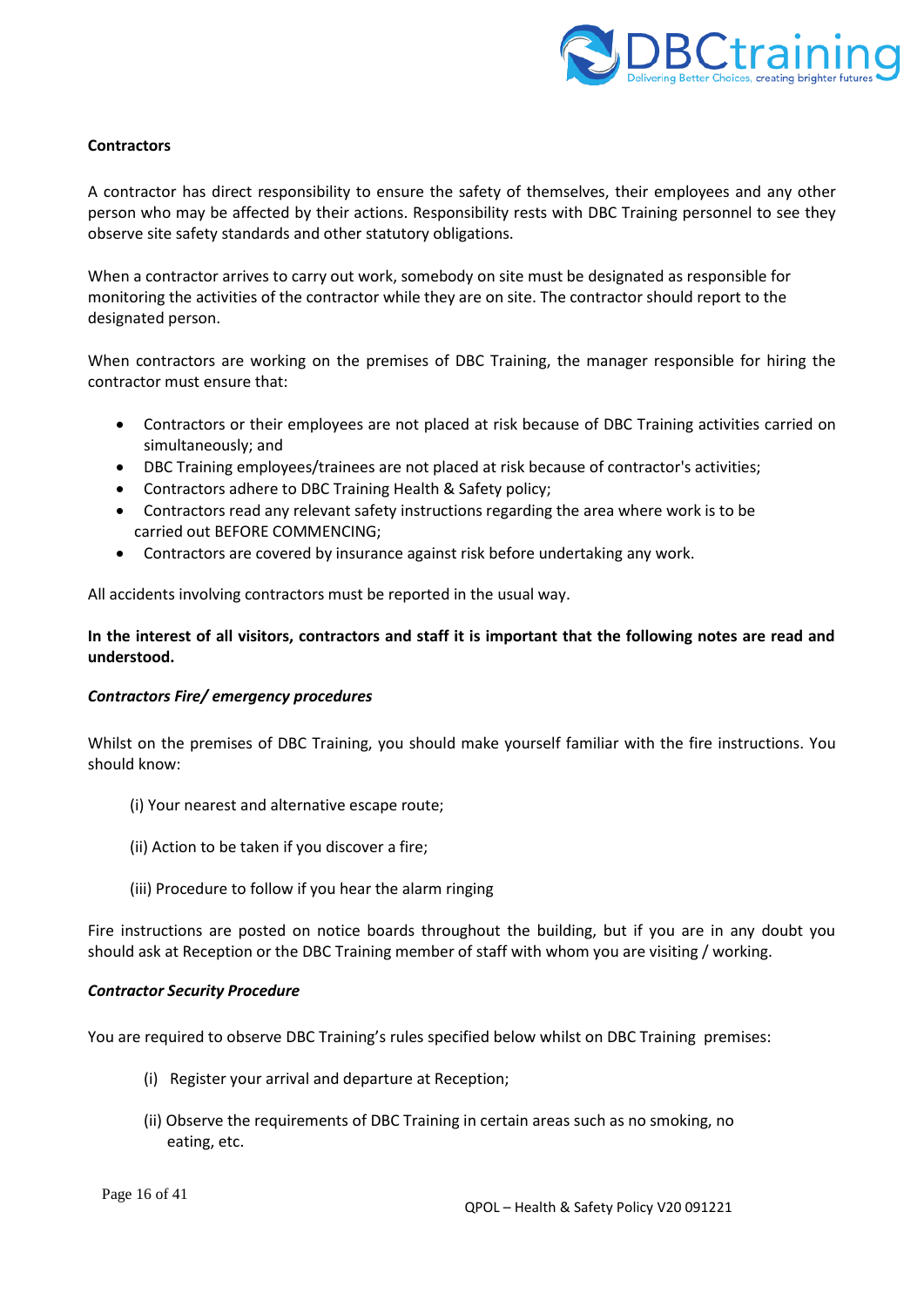**Contractors**

A contractor has direct responsibility to ensure the safety of themselves, their employees and any other person who may be affected by their actions. Responsibility rests with DBC Training personnel to see they observe site safety standards and other statutory obligations.

When a contractor arrives to carry out work, somebody on site must be designated as responsible for monitoring the activities of the contractor while they are on site. The contractor should report to the designated person.

When contractors are working on the premises of DBC Training, the manager responsible for hiring the contractor must ensure that:

- Contractors or their employees are not placed at risk because of DBC Training activities carried on simultaneously; and
- DBC Training employees/trainees are not placed at risk because of contractor's activities;
- Contractors adhere to DBC Training Health & Safety policy;
- Contractors read any relevant safety instructions regarding the area where work is to be carried out BEFORE COMMENCING;
- Contractors are covered by insurance against risk before undertaking any work.

All accidents involving contractors must be reported in the usual way.

**In the interest of all visitors, contractors and staff it is important that the following notes are read and understood.**

***Contractors Fire/ emergency procedures***

Whilst on the premises of DBC Training, you should make yourself familiar with the fire instructions. You should know:

(i) Your nearest and alternative escape route;

(ii) Action to be taken if you discover a fire;

(iii) Procedure to follow if you hear the alarm ringing

Fire instructions are posted on notice boards throughout the building, but if you are in any doubt you should ask at Reception or the DBC Training member of staff with whom you are visiting / working.

***Contractor Security Procedure***

You are required to observe DBC Training's rules specified below whilst on DBC Training premises:

(i) Register your arrival and departure at Reception;

(ii) Observe the requirements of DBC Training in certain areas such as no smoking, no eating, etc.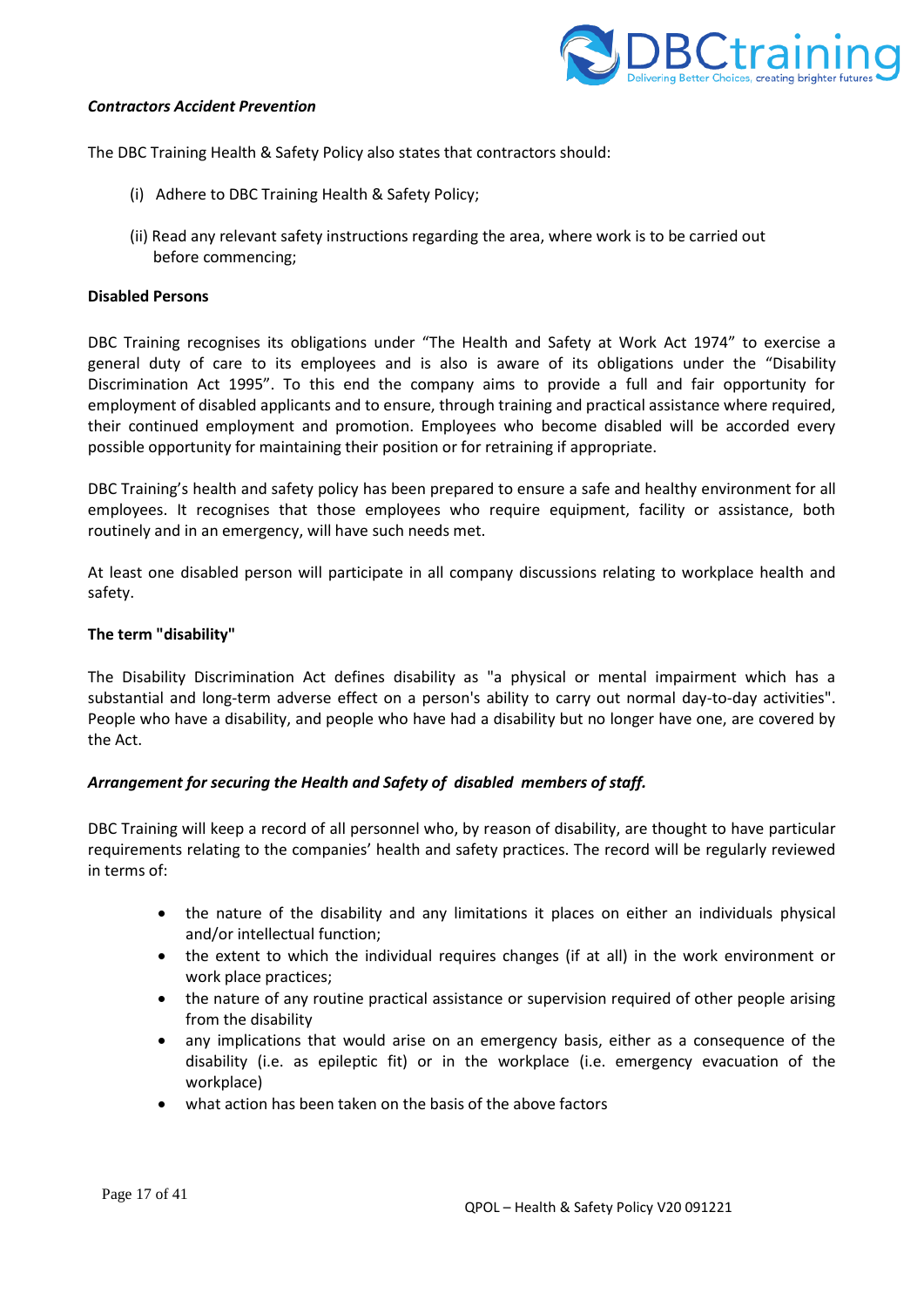***Contractors Accident Prevention***

The DBC Training Health & Safety Policy also states that contractors should:

(i) Adhere to DBC Training Health & Safety Policy;

(ii) Read any relevant safety instructions regarding the area, where work is to be carried out before commencing;

**Disabled Persons**

DBC Training recognises its obligations under "The Health and Safety at Work Act 1974" to exercise a general duty of care to its employees and is also is aware of its obligations under the "Disability Discrimination Act 1995". To this end the company aims to provide a full and fair opportunity for employment of disabled applicants and to ensure, through training and practical assistance where required, their continued employment and promotion. Employees who become disabled will be accorded every possible opportunity for maintaining their position or for retraining if appropriate.

DBC Training's health and safety policy has been prepared to ensure a safe and healthy environment for all employees. It recognises that those employees who require equipment, facility or assistance, both routinely and in an emergency, will have such needs met.

At least one disabled person will participate in all company discussions relating to workplace health and safety.

**The term "disability"**

The Disability Discrimination Act defines disability as "a physical or mental impairment which has a substantial and long-term adverse effect on a person's ability to carry out normal day-to-day activities". People who have a disability, and people who have had a disability but no longer have one, are covered by the Act.

***Arrangement for securing the Health and Safety of disabled members of staff.***

DBC Training will keep a record of all personnel who, by reason of disability, are thought to have particular requirements relating to the companies' health and safety practices. The record will be regularly reviewed in terms of:

- the nature of the disability and any limitations it places on either an individuals physical and/or intellectual function;
- the extent to which the individual requires changes (if at all) in the work environment or work place practices;
- the nature of any routine practical assistance or supervision required of other people arising from the disability
- any implications that would arise on an emergency basis, either as a consequence of the disability (i.e. as epileptic fit) or in the workplace (i.e. emergency evacuation of the workplace)
- what action has been taken on the basis of the above factors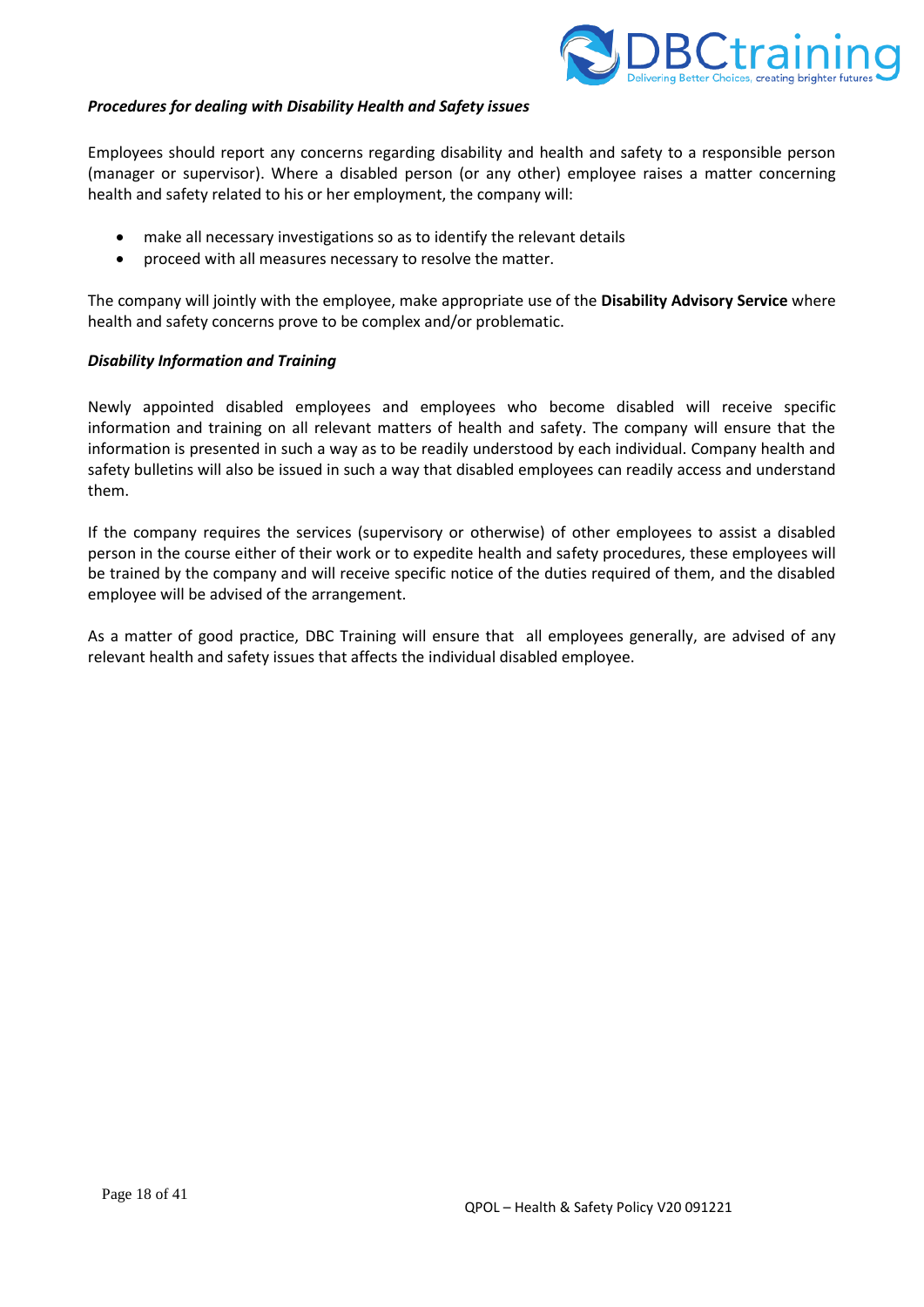***Procedures for dealing with Disability Health and Safety issues***

Employees should report any concerns regarding disability and health and safety to a responsible person (manager or supervisor). Where a disabled person (or any other) employee raises a matter concerning health and safety related to his or her employment, the company will:

- make all necessary investigations so as to identify the relevant details
- proceed with all measures necessary to resolve the matter.

The company will jointly with the employee, make appropriate use of the **Disability Advisory Service** where health and safety concerns prove to be complex and/or problematic.

***Disability Information and Training***

Newly appointed disabled employees and employees who become disabled will receive specific information and training on all relevant matters of health and safety. The company will ensure that the information is presented in such a way as to be readily understood by each individual. Company health and safety bulletins will also be issued in such a way that disabled employees can readily access and understand them.

If the company requires the services (supervisory or otherwise) of other employees to assist a disabled person in the course either of their work or to expedite health and safety procedures, these employees will be trained by the company and will receive specific notice of the duties required of them, and the disabled employee will be advised of the arrangement.

As a matter of good practice, DBC Training will ensure that all employees generally, are advised of any relevant health and safety issues that affects the individual disabled employee.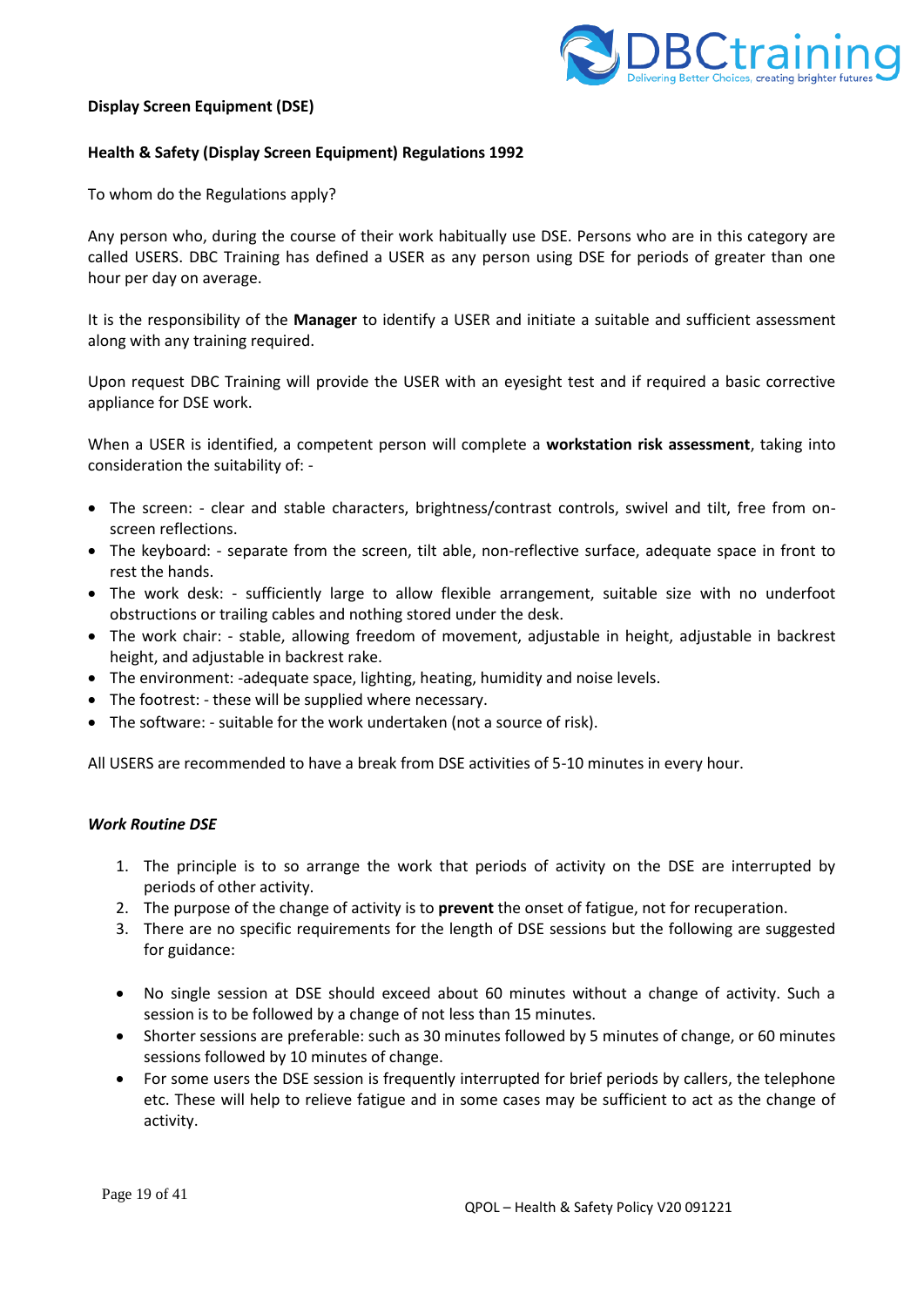**Display Screen Equipment (DSE)**

**Health & Safety (Display Screen Equipment) Regulations 1992**

To whom do the Regulations apply?

Any person who, during the course of their work habitually use DSE. Persons who are in this category are called USERS. DBC Training has defined a USER as any person using DSE for periods of greater than one hour per day on average.

It is the responsibility of the **Manager** to identify a USER and initiate a suitable and sufficient assessment along with any training required.

Upon request DBC Training will provide the USER with an eyesight test and if required a basic corrective appliance for DSE work.

When a USER is identified, a competent person will complete a **workstation risk assessment**, taking into consideration the suitability of: -

- The screen: - clear and stable characters, brightness/contrast controls, swivel and tilt, free from on-screen reflections.
- The keyboard: - separate from the screen, tilt able, non-reflective surface, adequate space in front to rest the hands.
- The work desk: - sufficiently large to allow flexible arrangement, suitable size with no underfoot obstructions or trailing cables and nothing stored under the desk.
- The work chair: - stable, allowing freedom of movement, adjustable in height, adjustable in backrest height, and adjustable in backrest rake.
- The environment: -adequate space, lighting, heating, humidity and noise levels.
- The footrest: - these will be supplied where necessary.
- The software: - suitable for the work undertaken (not a source of risk).

All USERS are recommended to have a break from DSE activities of 5-10 minutes in every hour.

***Work Routine DSE***

1. The principle is to so arrange the work that periods of activity on the DSE are interrupted by periods of other activity.
2. The purpose of the change of activity is to **prevent** the onset of fatigue, not for recuperation.
3. There are no specific requirements for the length of DSE sessions but the following are suggested for guidance:

- No single session at DSE should exceed about 60 minutes without a change of activity. Such a session is to be followed by a change of not less than 15 minutes.
- Shorter sessions are preferable: such as 30 minutes followed by 5 minutes of change, or 60 minutes sessions followed by 10 minutes of change.
- For some users the DSE session is frequently interrupted for brief periods by callers, the telephone etc. These will help to relieve fatigue and in some cases may be sufficient to act as the change of activity.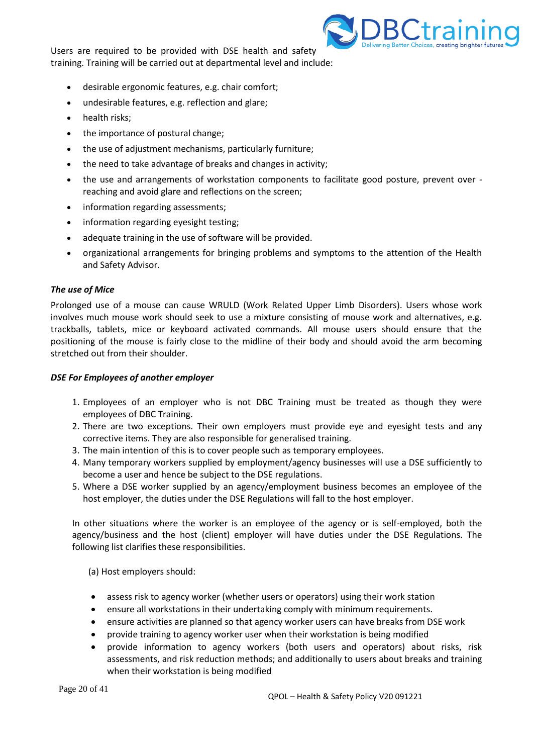Users are required to be provided with DSE health and safety training. Training will be carried out at departmental level and include:

- desirable ergonomic features, e.g. chair comfort;
- undesirable features, e.g. reflection and glare;
- health risks;
- the importance of postural change;
- the use of adjustment mechanisms, particularly furniture;
- the need to take advantage of breaks and changes in activity;
- the use and arrangements of workstation components to facilitate good posture, prevent over - reaching and avoid glare and reflections on the screen;
- information regarding assessments;
- information regarding eyesight testing;
- adequate training in the use of software will be provided.
- organizational arrangements for bringing problems and symptoms to the attention of the Health and Safety Advisor.

***The use of Mice***

Prolonged use of a mouse can cause WRULD (Work Related Upper Limb Disorders). Users whose work involves much mouse work should seek to use a mixture consisting of mouse work and alternatives, e.g. trackballs, tablets, mice or keyboard activated commands. All mouse users should ensure that the positioning of the mouse is fairly close to the midline of their body and should avoid the arm becoming stretched out from their shoulder.

***DSE For Employees of another employer***

1. Employees of an employer who is not DBC Training must be treated as though they were employees of DBC Training.
2. There are two exceptions. Their own employers must provide eye and eyesight tests and any corrective items. They are also responsible for generalised training.
3. The main intention of this is to cover people such as temporary employees.
4. Many temporary workers supplied by employment/agency businesses will use a DSE sufficiently to become a user and hence be subject to the DSE regulations.
5. Where a DSE worker supplied by an agency/employment business becomes an employee of the host employer, the duties under the DSE Regulations will fall to the host employer.

In other situations where the worker is an employee of the agency or is self-employed, both the agency/business and the host (client) employer will have duties under the DSE Regulations. The following list clarifies these responsibilities.

(a) Host employers should:

- assess risk to agency worker (whether users or operators) using their work station
- ensure all workstations in their undertaking comply with minimum requirements.
- ensure activities are planned so that agency worker users can have breaks from DSE work
- provide training to agency worker user when their workstation is being modified
- provide information to agency workers (both users and operators) about risks, risk assessments, and risk reduction methods; and additionally to users about breaks and training when their workstation is being modified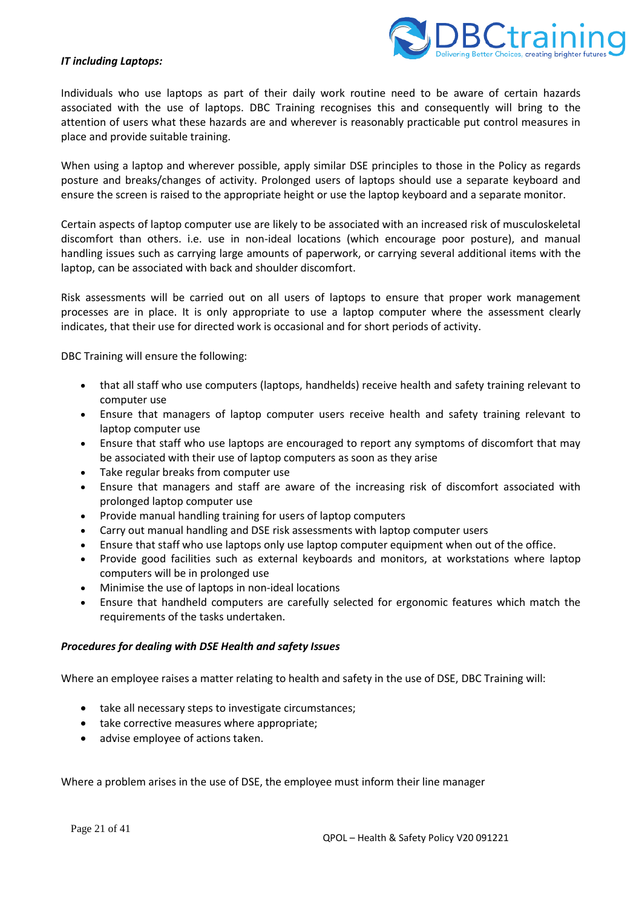*IT including Laptops:*

Individuals who use laptops as part of their daily work routine need to be aware of certain hazards associated with the use of laptops. DBC Training recognises this and consequently will bring to the attention of users what these hazards are and wherever is reasonably practicable put control measures in place and provide suitable training.

When using a laptop and wherever possible, apply similar DSE principles to those in the Policy as regards posture and breaks/changes of activity. Prolonged users of laptops should use a separate keyboard and ensure the screen is raised to the appropriate height or use the laptop keyboard and a separate monitor.

Certain aspects of laptop computer use are likely to be associated with an increased risk of musculoskeletal discomfort than others. i.e. use in non-ideal locations (which encourage poor posture), and manual handling issues such as carrying large amounts of paperwork, or carrying several additional items with the laptop, can be associated with back and shoulder discomfort.

Risk assessments will be carried out on all users of laptops to ensure that proper work management processes are in place. It is only appropriate to use a laptop computer where the assessment clearly indicates, that their use for directed work is occasional and for short periods of activity.

DBC Training will ensure the following:

- that all staff who use computers (laptops, handhelds) receive health and safety training relevant to computer use
- Ensure that managers of laptop computer users receive health and safety training relevant to laptop computer use
- Ensure that staff who use laptops are encouraged to report any symptoms of discomfort that may be associated with their use of laptop computers as soon as they arise
- Take regular breaks from computer use
- Ensure that managers and staff are aware of the increasing risk of discomfort associated with prolonged laptop computer use
- Provide manual handling training for users of laptop computers
- Carry out manual handling and DSE risk assessments with laptop computer users
- Ensure that staff who use laptops only use laptop computer equipment when out of the office.
- Provide good facilities such as external keyboards and monitors, at workstations where laptop computers will be in prolonged use
- Minimise the use of laptops in non-ideal locations
- Ensure that handheld computers are carefully selected for ergonomic features which match the requirements of the tasks undertaken.

***Procedures for dealing with DSE Health and safety Issues***

Where an employee raises a matter relating to health and safety in the use of DSE, DBC Training will:

- take all necessary steps to investigate circumstances;
- take corrective measures where appropriate;
- advise employee of actions taken.

Where a problem arises in the use of DSE, the employee must inform their line manager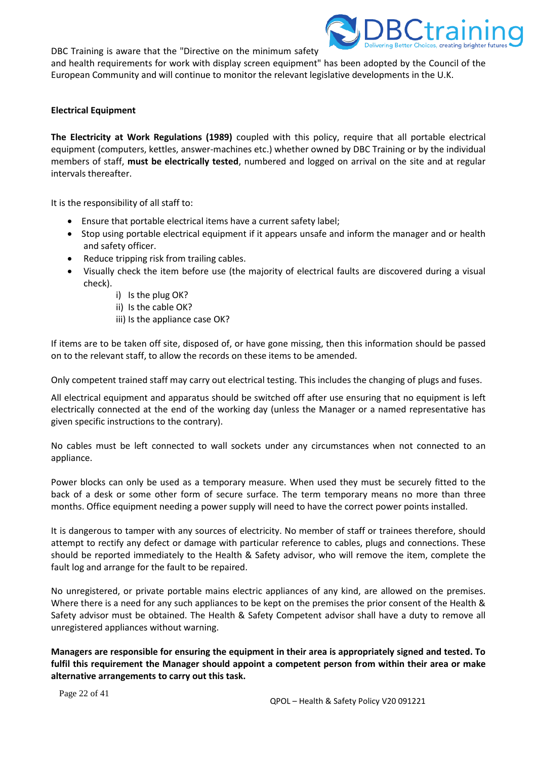DBC Training is aware that the "Directive on the minimum safety and health requirements for work with display screen equipment" has been adopted by the Council of the European Community and will continue to monitor the relevant legislative developments in the U.K.

**Electrical Equipment**

**The Electricity at Work Regulations (1989)** coupled with this policy, require that all portable electrical equipment (computers, kettles, answer-machines etc.) whether owned by DBC Training or by the individual members of staff, **must be electrically tested**, numbered and logged on arrival on the site and at regular intervals thereafter.

It is the responsibility of all staff to:

- Ensure that portable electrical items have a current safety label;
- Stop using portable electrical equipment if it appears unsafe and inform the manager and or health and safety officer.
- Reduce tripping risk from trailing cables.
- Visually check the item before use (the majority of electrical faults are discovered during a visual check).
  - i) Is the plug OK?
  - ii) Is the cable OK?
  - iii) Is the appliance case OK?

If items are to be taken off site, disposed of, or have gone missing, then this information should be passed on to the relevant staff, to allow the records on these items to be amended.

Only competent trained staff may carry out electrical testing. This includes the changing of plugs and fuses.

All electrical equipment and apparatus should be switched off after use ensuring that no equipment is left electrically connected at the end of the working day (unless the Manager or a named representative has given specific instructions to the contrary).

No cables must be left connected to wall sockets under any circumstances when not connected to an appliance.

Power blocks can only be used as a temporary measure. When used they must be securely fitted to the back of a desk or some other form of secure surface. The term temporary means no more than three months. Office equipment needing a power supply will need to have the correct power points installed.

It is dangerous to tamper with any sources of electricity. No member of staff or trainees therefore, should attempt to rectify any defect or damage with particular reference to cables, plugs and connections. These should be reported immediately to the Health & Safety advisor, who will remove the item, complete the fault log and arrange for the fault to be repaired.

No unregistered, or private portable mains electric appliances of any kind, are allowed on the premises. Where there is a need for any such appliances to be kept on the premises the prior consent of the Health & Safety advisor must be obtained. The Health & Safety Competent advisor shall have a duty to remove all unregistered appliances without warning.

**Managers are responsible for ensuring the equipment in their area is appropriately signed and tested. To fulfil this requirement the Manager should appoint a competent person from within their area or make alternative arrangements to carry out this task.**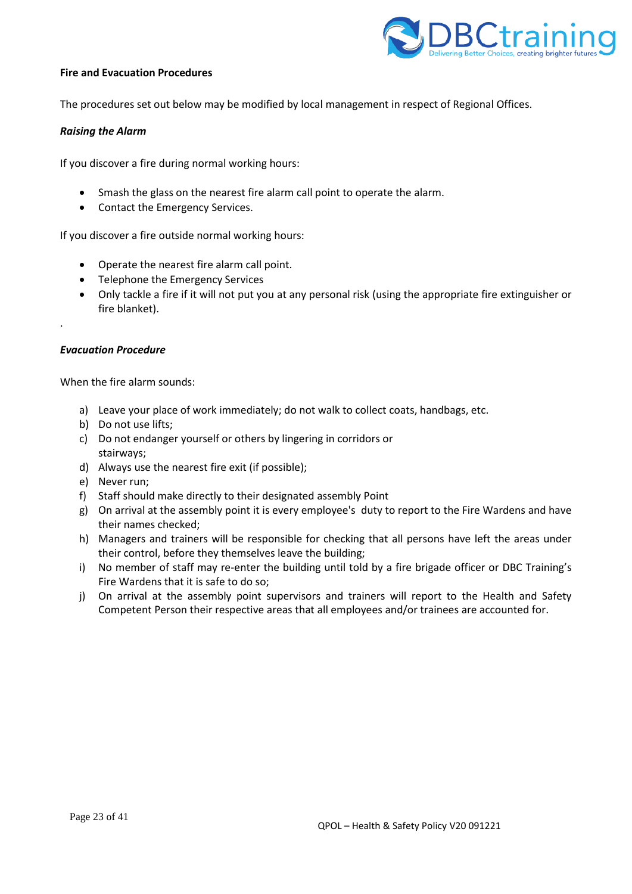**Fire and Evacuation Procedures**

The procedures set out below may be modified by local management in respect of Regional Offices.

***Raising the Alarm***

If you discover a fire during normal working hours:

- Smash the glass on the nearest fire alarm call point to operate the alarm.
- Contact the Emergency Services.

If you discover a fire outside normal working hours:

- Operate the nearest fire alarm call point.
- Telephone the Emergency Services
- Only tackle a fire if it will not put you at any personal risk (using the appropriate fire extinguisher or fire blanket).

.

***Evacuation Procedure***

When the fire alarm sounds:

a) Leave your place of work immediately; do not walk to collect coats, handbags, etc.
b) Do not use lifts;
c) Do not endanger yourself or others by lingering in corridors or stairways;
d) Always use the nearest fire exit (if possible);
e) Never run;
f) Staff should make directly to their designated assembly Point
g) On arrival at the assembly point it is every employee's duty to report to the Fire Wardens and have their names checked;
h) Managers and trainers will be responsible for checking that all persons have left the areas under their control, before they themselves leave the building;
i) No member of staff may re-enter the building until told by a fire brigade officer or DBC Training's Fire Wardens that it is safe to do so;
j) On arrival at the assembly point supervisors and trainers will report to the Health and Safety Competent Person their respective areas that all employees and/or trainees are accounted for.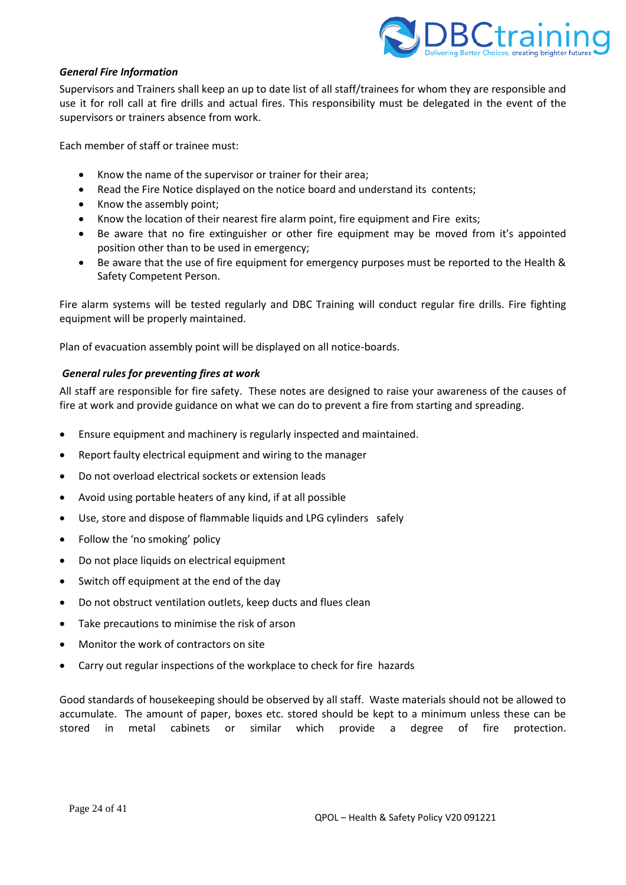***General Fire Information***

Supervisors and Trainers shall keep an up to date list of all staff/trainees for whom they are responsible and use it for roll call at fire drills and actual fires. This responsibility must be delegated in the event of the supervisors or trainers absence from work.

Each member of staff or trainee must:

- Know the name of the supervisor or trainer for their area;
- Read the Fire Notice displayed on the notice board and understand its contents;
- Know the assembly point;
- Know the location of their nearest fire alarm point, fire equipment and Fire exits;
- Be aware that no fire extinguisher or other fire equipment may be moved from it's appointed position other than to be used in emergency;
- Be aware that the use of fire equipment for emergency purposes must be reported to the Health & Safety Competent Person.

Fire alarm systems will be tested regularly and DBC Training will conduct regular fire drills. Fire fighting equipment will be properly maintained.

Plan of evacuation assembly point will be displayed on all notice-boards.

***General rules for preventing fires at work***

All staff are responsible for fire safety. These notes are designed to raise your awareness of the causes of fire at work and provide guidance on what we can do to prevent a fire from starting and spreading.

- Ensure equipment and machinery is regularly inspected and maintained.
- Report faulty electrical equipment and wiring to the manager
- Do not overload electrical sockets or extension leads
- Avoid using portable heaters of any kind, if at all possible
- Use, store and dispose of flammable liquids and LPG cylinders safely
- Follow the 'no smoking' policy
- Do not place liquids on electrical equipment
- Switch off equipment at the end of the day
- Do not obstruct ventilation outlets, keep ducts and flues clean
- Take precautions to minimise the risk of arson
- Monitor the work of contractors on site
- Carry out regular inspections of the workplace to check for fire hazards

Good standards of housekeeping should be observed by all staff. Waste materials should not be allowed to accumulate. The amount of paper, boxes etc. stored should be kept to a minimum unless these can be stored in metal cabinets or similar which provide a degree of fire protection.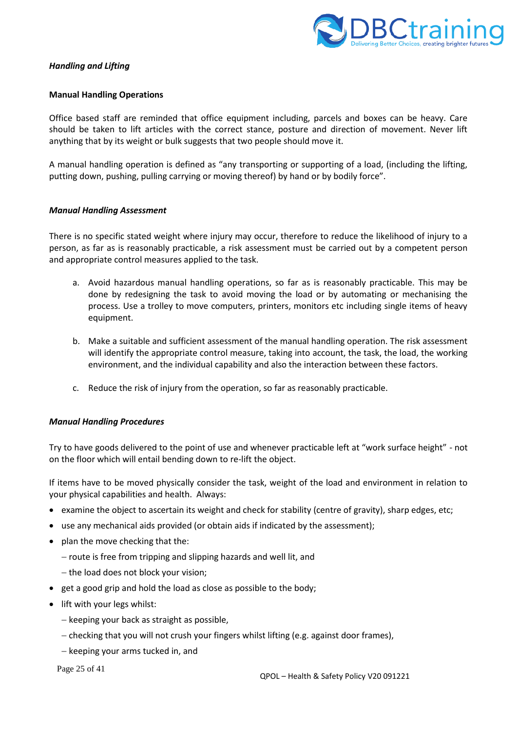***Handling and Lifting***

**Manual Handling Operations**

Office based staff are reminded that office equipment including, parcels and boxes can be heavy. Care should be taken to lift articles with the correct stance, posture and direction of movement. Never lift anything that by its weight or bulk suggests that two people should move it.

A manual handling operation is defined as "any transporting or supporting of a load, (including the lifting, putting down, pushing, pulling carrying or moving thereof) by hand or by bodily force".

***Manual Handling Assessment***

There is no specific stated weight where injury may occur, therefore to reduce the likelihood of injury to a person, as far as is reasonably practicable, a risk assessment must be carried out by a competent person and appropriate control measures applied to the task.

a. Avoid hazardous manual handling operations, so far as is reasonably practicable. This may be done by redesigning the task to avoid moving the load or by automating or mechanising the process. Use a trolley to move computers, printers, monitors etc including single items of heavy equipment.

b. Make a suitable and sufficient assessment of the manual handling operation. The risk assessment will identify the appropriate control measure, taking into account, the task, the load, the working environment, and the individual capability and also the interaction between these factors.

c. Reduce the risk of injury from the operation, so far as reasonably practicable.

***Manual Handling Procedures***

Try to have goods delivered to the point of use and whenever practicable left at "work surface height" - not on the floor which will entail bending down to re-lift the object.

If items have to be moved physically consider the task, weight of the load and environment in relation to your physical capabilities and health. Always:

- examine the object to ascertain its weight and check for stability (centre of gravity), sharp edges, etc;
- use any mechanical aids provided (or obtain aids if indicated by the assessment);
- plan the move checking that the:
  - route is free from tripping and slipping hazards and well lit, and
  - the load does not block your vision;
- get a good grip and hold the load as close as possible to the body;
- lift with your legs whilst:
  - keeping your back as straight as possible,
  - checking that you will not crush your fingers whilst lifting (e.g. against door frames),
  - keeping your arms tucked in, and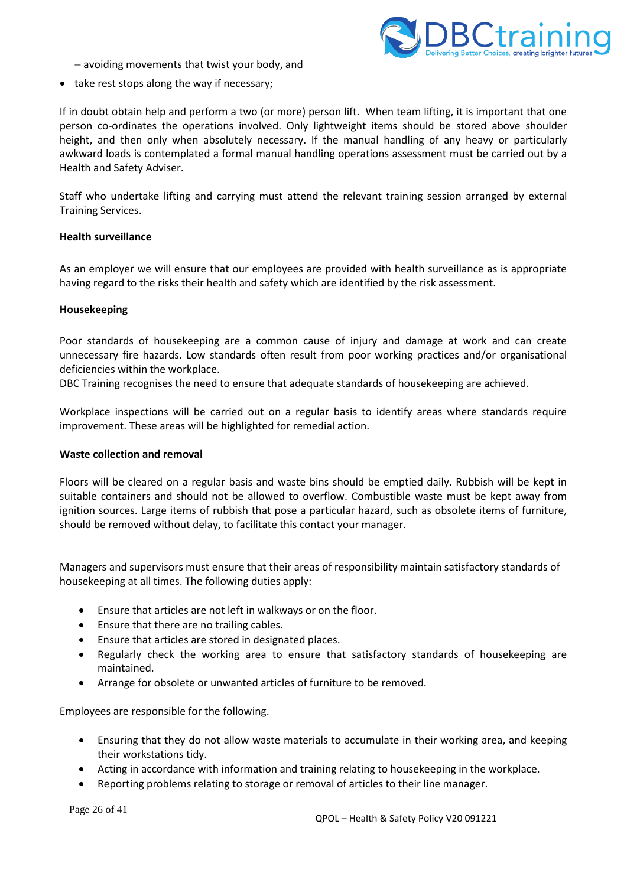– avoiding movements that twist your body, and

- take rest stops along the way if necessary;

If in doubt obtain help and perform a two (or more) person lift. When team lifting, it is important that one person co-ordinates the operations involved. Only lightweight items should be stored above shoulder height, and then only when absolutely necessary. If the manual handling of any heavy or particularly awkward loads is contemplated a formal manual handling operations assessment must be carried out by a Health and Safety Adviser.

Staff who undertake lifting and carrying must attend the relevant training session arranged by external Training Services.

**Health surveillance**

As an employer we will ensure that our employees are provided with health surveillance as is appropriate having regard to the risks their health and safety which are identified by the risk assessment.

**Housekeeping**

Poor standards of housekeeping are a common cause of injury and damage at work and can create unnecessary fire hazards. Low standards often result from poor working practices and/or organisational deficiencies within the workplace.
DBC Training recognises the need to ensure that adequate standards of housekeeping are achieved.

Workplace inspections will be carried out on a regular basis to identify areas where standards require improvement. These areas will be highlighted for remedial action.

**Waste collection and removal**

Floors will be cleared on a regular basis and waste bins should be emptied daily. Rubbish will be kept in suitable containers and should not be allowed to overflow. Combustible waste must be kept away from ignition sources. Large items of rubbish that pose a particular hazard, such as obsolete items of furniture, should be removed without delay, to facilitate this contact your manager.

Managers and supervisors must ensure that their areas of responsibility maintain satisfactory standards of housekeeping at all times. The following duties apply:

- Ensure that articles are not left in walkways or on the floor.
- Ensure that there are no trailing cables.
- Ensure that articles are stored in designated places.
- Regularly check the working area to ensure that satisfactory standards of housekeeping are maintained.
- Arrange for obsolete or unwanted articles of furniture to be removed.

Employees are responsible for the following.

- Ensuring that they do not allow waste materials to accumulate in their working area, and keeping their workstations tidy.
- Acting in accordance with information and training relating to housekeeping in the workplace.
- Reporting problems relating to storage or removal of articles to their line manager.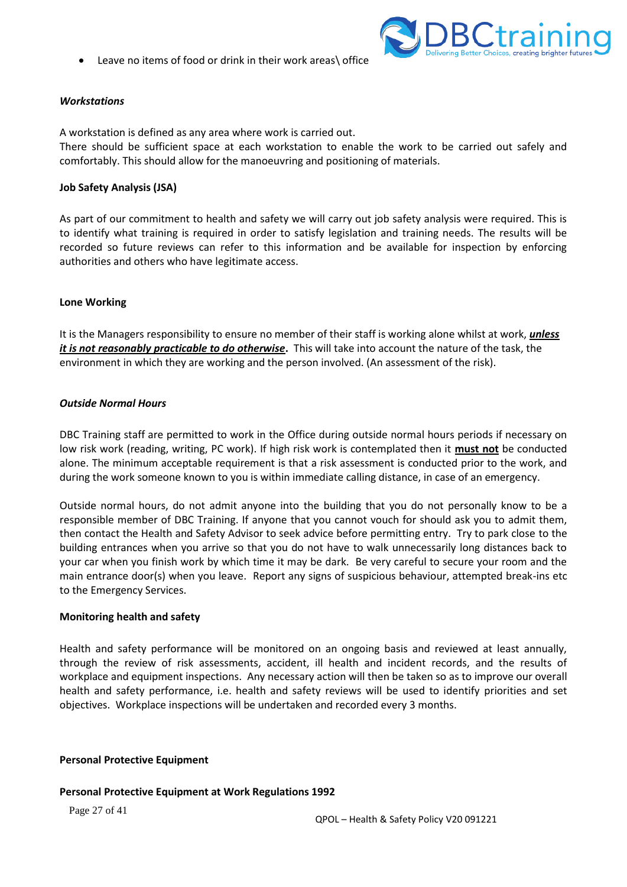- Leave no items of food or drink in their work areas\ office

***Workstations***

A workstation is defined as any area where work is carried out.
There should be sufficient space at each workstation to enable the work to be carried out safely and comfortably. This should allow for the manoeuvring and positioning of materials.

**Job Safety Analysis (JSA)**

As part of our commitment to health and safety we will carry out job safety analysis were required. This is to identify what training is required in order to satisfy legislation and training needs. The results will be recorded so future reviews can refer to this information and be available for inspection by enforcing authorities and others who have legitimate access.

**Lone Working**

It is the Managers responsibility to ensure no member of their staff is working alone whilst at work, ***unless it is not reasonably practicable to do otherwise*****.** This will take into account the nature of the task, the environment in which they are working and the person involved. (An assessment of the risk).

***Outside Normal Hours***

DBC Training staff are permitted to work in the Office during outside normal hours periods if necessary on low risk work (reading, writing, PC work). If high risk work is contemplated then it **must not** be conducted alone. The minimum acceptable requirement is that a risk assessment is conducted prior to the work, and during the work someone known to you is within immediate calling distance, in case of an emergency.

Outside normal hours, do not admit anyone into the building that you do not personally know to be a responsible member of DBC Training. If anyone that you cannot vouch for should ask you to admit them, then contact the Health and Safety Advisor to seek advice before permitting entry. Try to park close to the building entrances when you arrive so that you do not have to walk unnecessarily long distances back to your car when you finish work by which time it may be dark. Be very careful to secure your room and the main entrance door(s) when you leave. Report any signs of suspicious behaviour, attempted break-ins etc to the Emergency Services.

**Monitoring health and safety**

Health and safety performance will be monitored on an ongoing basis and reviewed at least annually, through the review of risk assessments, accident, ill health and incident records, and the results of workplace and equipment inspections. Any necessary action will then be taken so as to improve our overall health and safety performance, i.e. health and safety reviews will be used to identify priorities and set objectives. Workplace inspections will be undertaken and recorded every 3 months.

**Personal Protective Equipment**

**Personal Protective Equipment at Work Regulations 1992**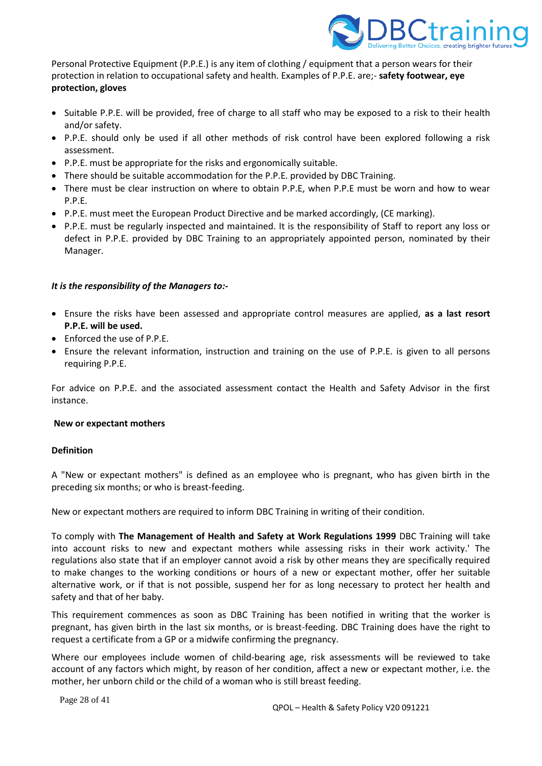Personal Protective Equipment (P.P.E.) is any item of clothing / equipment that a person wears for their protection in relation to occupational safety and health. Examples of P.P.E. are;- **safety footwear, eye protection, gloves**

- Suitable P.P.E. will be provided, free of charge to all staff who may be exposed to a risk to their health and/or safety.
- P.P.E. should only be used if all other methods of risk control have been explored following a risk assessment.
- P.P.E. must be appropriate for the risks and ergonomically suitable.
- There should be suitable accommodation for the P.P.E. provided by DBC Training.
- There must be clear instruction on where to obtain P.P.E, when P.P.E must be worn and how to wear P.P.E.
- P.P.E. must meet the European Product Directive and be marked accordingly, (CE marking).
- P.P.E. must be regularly inspected and maintained. It is the responsibility of Staff to report any loss or defect in P.P.E. provided by DBC Training to an appropriately appointed person, nominated by their Manager.

***It is the responsibility of the Managers to:-***

- Ensure the risks have been assessed and appropriate control measures are applied, **as a last resort P.P.E. will be used.**
- Enforced the use of P.P.E.
- Ensure the relevant information, instruction and training on the use of P.P.E. is given to all persons requiring P.P.E.

For advice on P.P.E. and the associated assessment contact the Health and Safety Advisor in the first instance.

**New or expectant mothers**

**Definition**

A "New or expectant mothers" is defined as an employee who is pregnant, who has given birth in the preceding six months; or who is breast-feeding.

New or expectant mothers are required to inform DBC Training in writing of their condition.

To comply with **The Management of Health and Safety at Work Regulations 1999** DBC Training will take into account risks to new and expectant mothers while assessing risks in their work activity.' The regulations also state that if an employer cannot avoid a risk by other means they are specifically required to make changes to the working conditions or hours of a new or expectant mother, offer her suitable alternative work, or if that is not possible, suspend her for as long necessary to protect her health and safety and that of her baby.

This requirement commences as soon as DBC Training has been notified in writing that the worker is pregnant, has given birth in the last six months, or is breast-feeding. DBC Training does have the right to request a certificate from a GP or a midwife confirming the pregnancy.

Where our employees include women of child-bearing age, risk assessments will be reviewed to take account of any factors which might, by reason of her condition, affect a new or expectant mother, i.e. the mother, her unborn child or the child of a woman who is still breast feeding.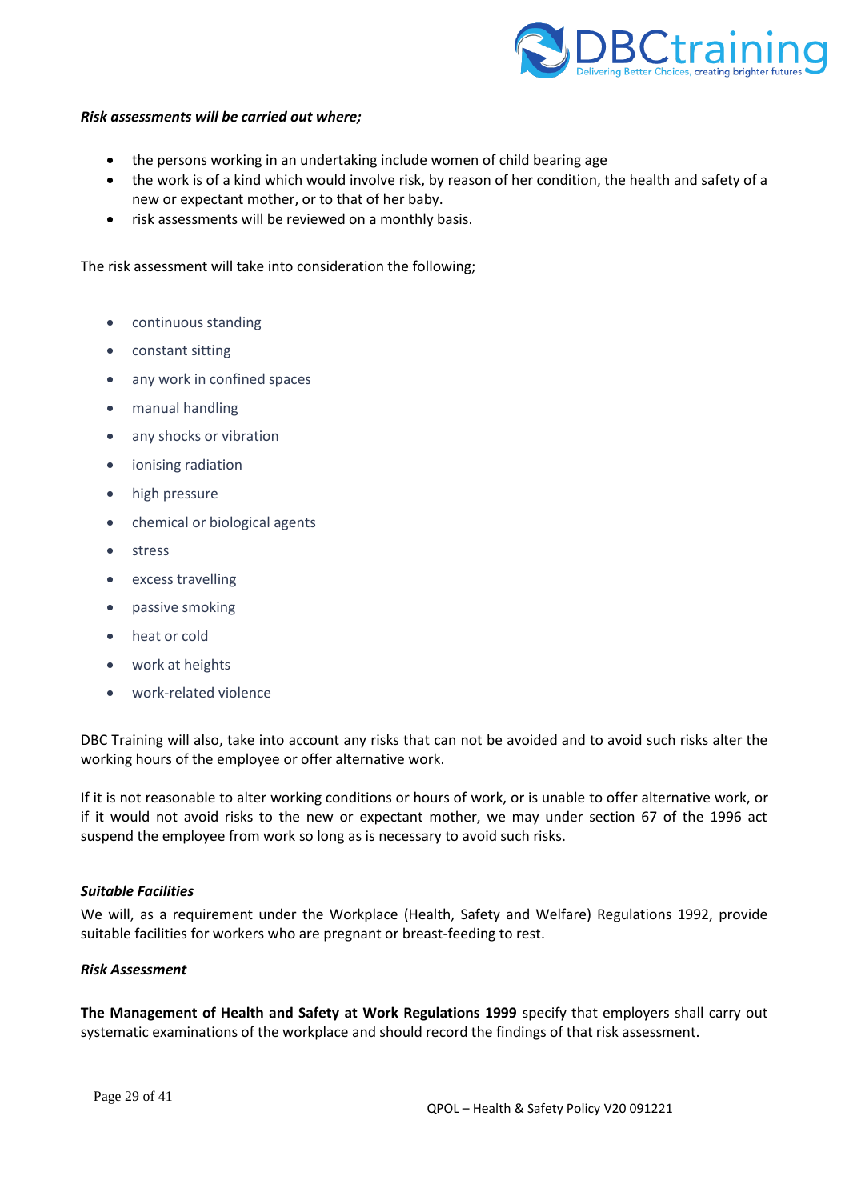***Risk assessments will be carried out where;***

- the persons working in an undertaking include women of child bearing age
- the work is of a kind which would involve risk, by reason of her condition, the health and safety of a new or expectant mother, or to that of her baby.
- risk assessments will be reviewed on a monthly basis.

The risk assessment will take into consideration the following;

- continuous standing
- constant sitting
- any work in confined spaces
- manual handling
- any shocks or vibration
- ionising radiation
- high pressure
- chemical or biological agents
- stress
- excess travelling
- passive smoking
- heat or cold
- work at heights
- work-related violence

DBC Training will also, take into account any risks that can not be avoided and to avoid such risks alter the working hours of the employee or offer alternative work.

If it is not reasonable to alter working conditions or hours of work, or is unable to offer alternative work, or if it would not avoid risks to the new or expectant mother, we may under section 67 of the 1996 act suspend the employee from work so long as is necessary to avoid such risks.

***Suitable Facilities***

We will, as a requirement under the Workplace (Health, Safety and Welfare) Regulations 1992, provide suitable facilities for workers who are pregnant or breast-feeding to rest.

***Risk Assessment***

**The Management of Health and Safety at Work Regulations 1999** specify that employers shall carry out systematic examinations of the workplace and should record the findings of that risk assessment.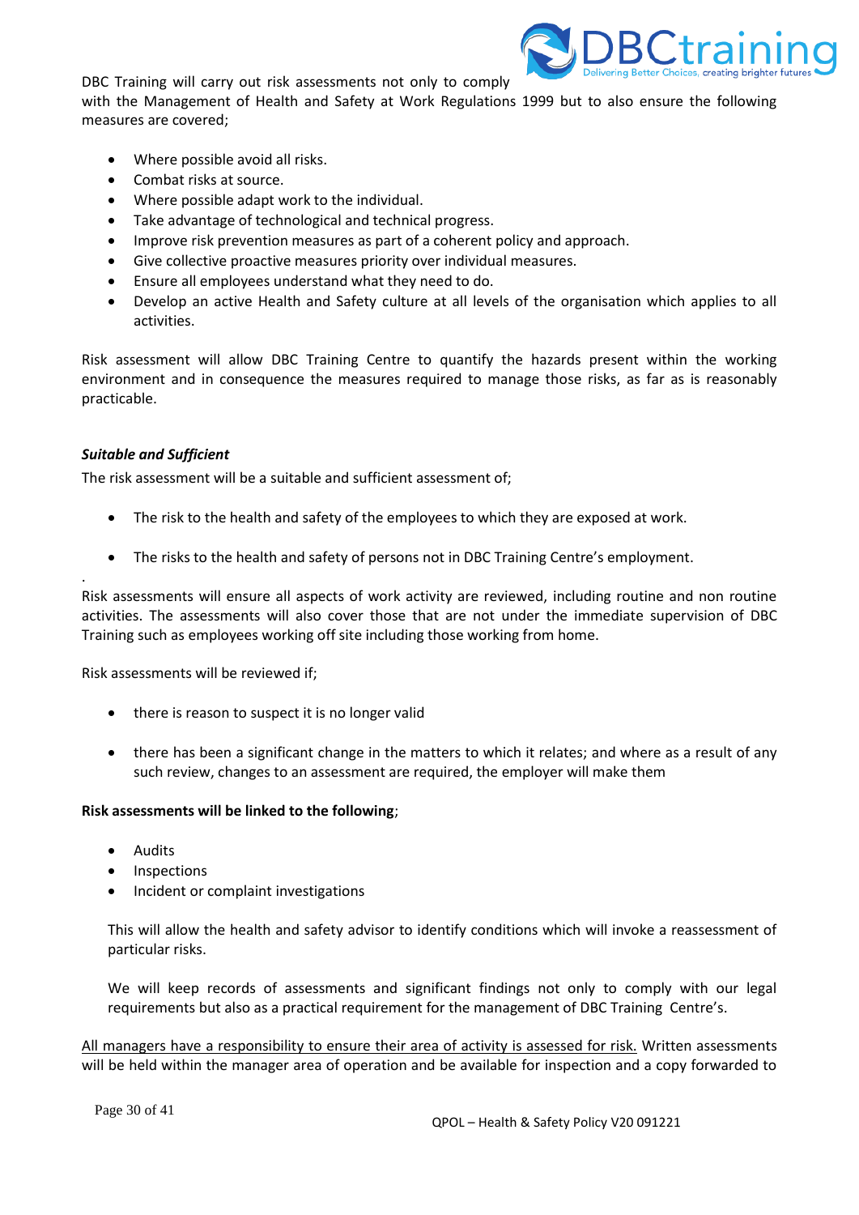DBC Training will carry out risk assessments not only to comply with the Management of Health and Safety at Work Regulations 1999 but to also ensure the following measures are covered;

- Where possible avoid all risks.
- Combat risks at source.
- Where possible adapt work to the individual.
- Take advantage of technological and technical progress.
- Improve risk prevention measures as part of a coherent policy and approach.
- Give collective proactive measures priority over individual measures.
- Ensure all employees understand what they need to do.
- Develop an active Health and Safety culture at all levels of the organisation which applies to all activities.

Risk assessment will allow DBC Training Centre to quantify the hazards present within the working environment and in consequence the measures required to manage those risks, as far as is reasonably practicable.

***Suitable and Sufficient***

The risk assessment will be a suitable and sufficient assessment of;

- The risk to the health and safety of the employees to which they are exposed at work.
- The risks to the health and safety of persons not in DBC Training Centre's employment.

Risk assessments will ensure all aspects of work activity are reviewed, including routine and non routine activities. The assessments will also cover those that are not under the immediate supervision of DBC Training such as employees working off site including those working from home.

Risk assessments will be reviewed if;

- there is reason to suspect it is no longer valid
- there has been a significant change in the matters to which it relates; and where as a result of any such review, changes to an assessment are required, the employer will make them

**Risk assessments will be linked to the following**;

- Audits
- Inspections
- Incident or complaint investigations

This will allow the health and safety advisor to identify conditions which will invoke a reassessment of particular risks.

We will keep records of assessments and significant findings not only to comply with our legal requirements but also as a practical requirement for the management of DBC Training Centre's.

<u>All managers have a responsibility to ensure their area of activity is assessed for risk.</u> Written assessments will be held within the manager area of operation and be available for inspection and a copy forwarded to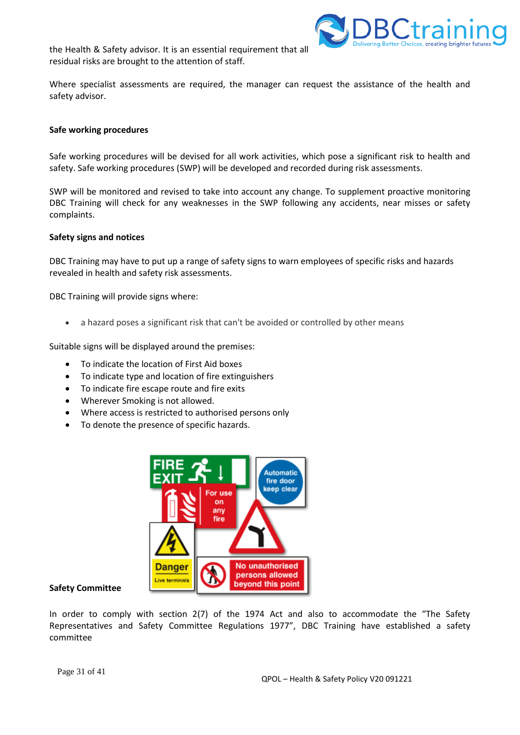the Health & Safety advisor. It is an essential requirement that all residual risks are brought to the attention of staff.

Where specialist assessments are required, the manager can request the assistance of the health and safety advisor.

**Safe working procedures**

Safe working procedures will be devised for all work activities, which pose a significant risk to health and safety. Safe working procedures (SWP) will be developed and recorded during risk assessments.

SWP will be monitored and revised to take into account any change. To supplement proactive monitoring DBC Training will check for any weaknesses in the SWP following any accidents, near misses or safety complaints.

**Safety signs and notices**

DBC Training may have to put up a range of safety signs to warn employees of specific risks and hazards revealed in health and safety risk assessments.

DBC Training will provide signs where:

- a hazard poses a significant risk that can't be avoided or controlled by other means

Suitable signs will be displayed around the premises:

- To indicate the location of First Aid boxes
- To indicate type and location of fire extinguishers
- To indicate fire escape route and fire exits
- Wherever Smoking is not allowed.
- Where access is restricted to authorised persons only
- To denote the presence of specific hazards.

**Safety Committee**

In order to comply with section 2(7) of the 1974 Act and also to accommodate the "The Safety Representatives and Safety Committee Regulations 1977", DBC Training have established a safety committee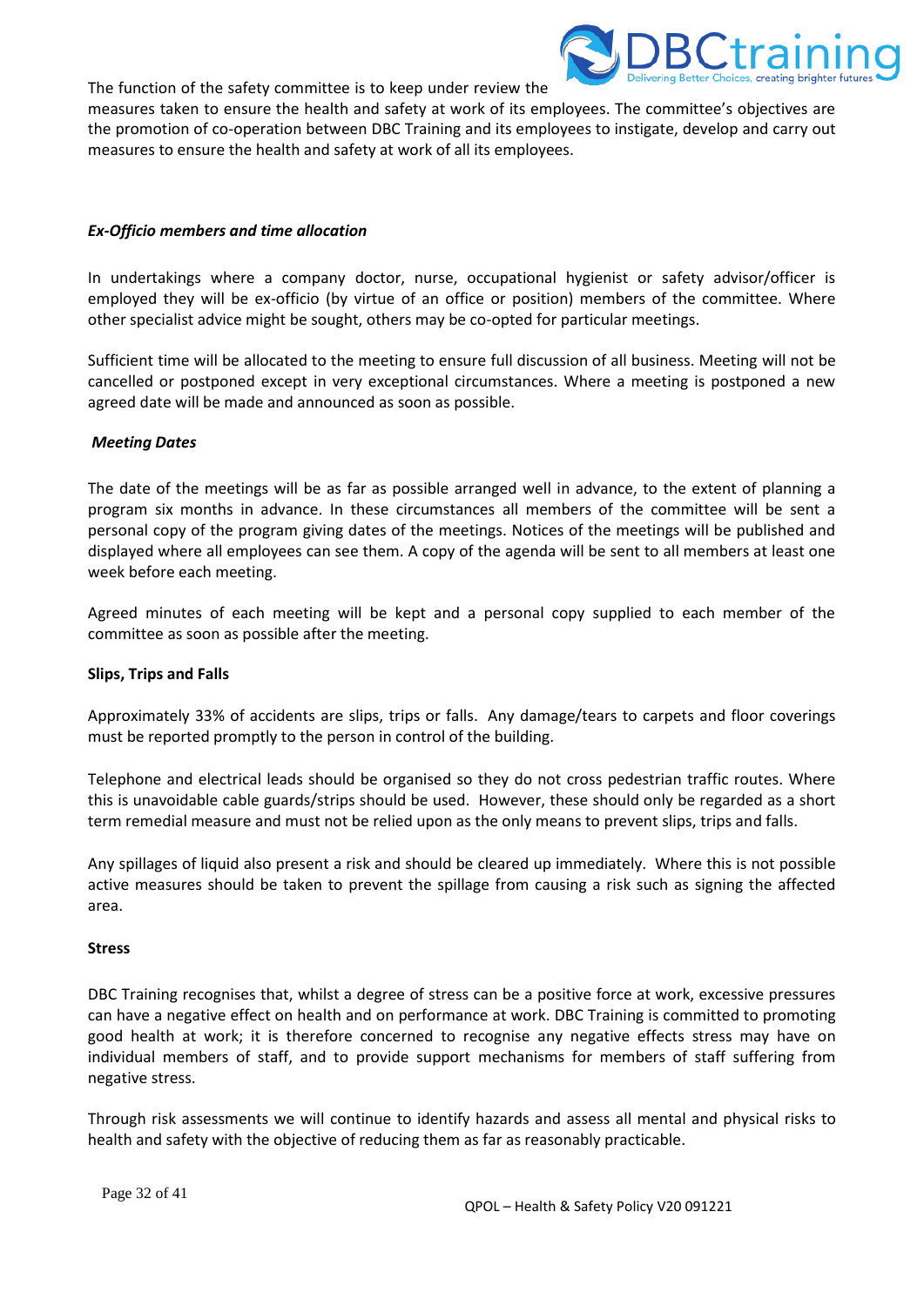The function of the safety committee is to keep under review the measures taken to ensure the health and safety at work of its employees. The committee's objectives are the promotion of co-operation between DBC Training and its employees to instigate, develop and carry out measures to ensure the health and safety at work of all its employees.

***Ex-Officio members and time allocation***

In undertakings where a company doctor, nurse, occupational hygienist or safety advisor/officer is employed they will be ex-officio (by virtue of an office or position) members of the committee. Where other specialist advice might be sought, others may be co-opted for particular meetings.

Sufficient time will be allocated to the meeting to ensure full discussion of all business. Meeting will not be cancelled or postponed except in very exceptional circumstances. Where a meeting is postponed a new agreed date will be made and announced as soon as possible.

***Meeting Dates***

The date of the meetings will be as far as possible arranged well in advance, to the extent of planning a program six months in advance. In these circumstances all members of the committee will be sent a personal copy of the program giving dates of the meetings. Notices of the meetings will be published and displayed where all employees can see them. A copy of the agenda will be sent to all members at least one week before each meeting.

Agreed minutes of each meeting will be kept and a personal copy supplied to each member of the committee as soon as possible after the meeting.

**Slips, Trips and Falls**

Approximately 33% of accidents are slips, trips or falls. Any damage/tears to carpets and floor coverings must be reported promptly to the person in control of the building.

Telephone and electrical leads should be organised so they do not cross pedestrian traffic routes. Where this is unavoidable cable guards/strips should be used. However, these should only be regarded as a short term remedial measure and must not be relied upon as the only means to prevent slips, trips and falls.

Any spillages of liquid also present a risk and should be cleared up immediately. Where this is not possible active measures should be taken to prevent the spillage from causing a risk such as signing the affected area.

**Stress**

DBC Training recognises that, whilst a degree of stress can be a positive force at work, excessive pressures can have a negative effect on health and on performance at work. DBC Training is committed to promoting good health at work; it is therefore concerned to recognise any negative effects stress may have on individual members of staff, and to provide support mechanisms for members of staff suffering from negative stress.

Through risk assessments we will continue to identify hazards and assess all mental and physical risks to health and safety with the objective of reducing them as far as reasonably practicable.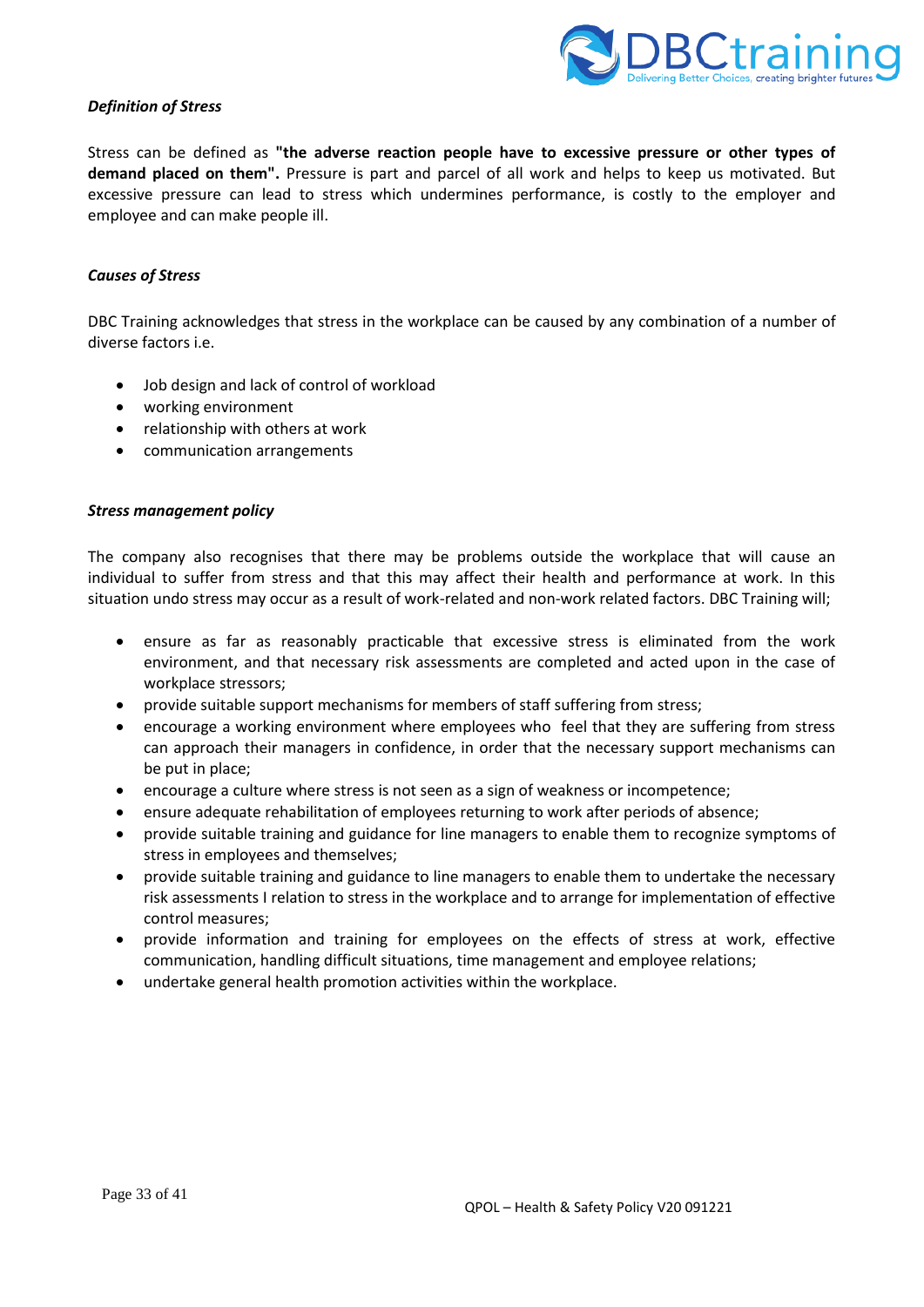***Definition of Stress***

Stress can be defined as **"the adverse reaction people have to excessive pressure or other types of demand placed on them".** Pressure is part and parcel of all work and helps to keep us motivated. But excessive pressure can lead to stress which undermines performance, is costly to the employer and employee and can make people ill.

***Causes of Stress***

DBC Training acknowledges that stress in the workplace can be caused by any combination of a number of diverse factors i.e.

- Job design and lack of control of workload
- working environment
- relationship with others at work
- communication arrangements

***Stress management policy***

The company also recognises that there may be problems outside the workplace that will cause an individual to suffer from stress and that this may affect their health and performance at work. In this situation undo stress may occur as a result of work-related and non-work related factors. DBC Training will;

- ensure as far as reasonably practicable that excessive stress is eliminated from the work environment, and that necessary risk assessments are completed and acted upon in the case of workplace stressors;
- provide suitable support mechanisms for members of staff suffering from stress;
- encourage a working environment where employees who feel that they are suffering from stress can approach their managers in confidence, in order that the necessary support mechanisms can be put in place;
- encourage a culture where stress is not seen as a sign of weakness or incompetence;
- ensure adequate rehabilitation of employees returning to work after periods of absence;
- provide suitable training and guidance for line managers to enable them to recognize symptoms of stress in employees and themselves;
- provide suitable training and guidance to line managers to enable them to undertake the necessary risk assessments I relation to stress in the workplace and to arrange for implementation of effective control measures;
- provide information and training for employees on the effects of stress at work, effective communication, handling difficult situations, time management and employee relations;
- undertake general health promotion activities within the workplace.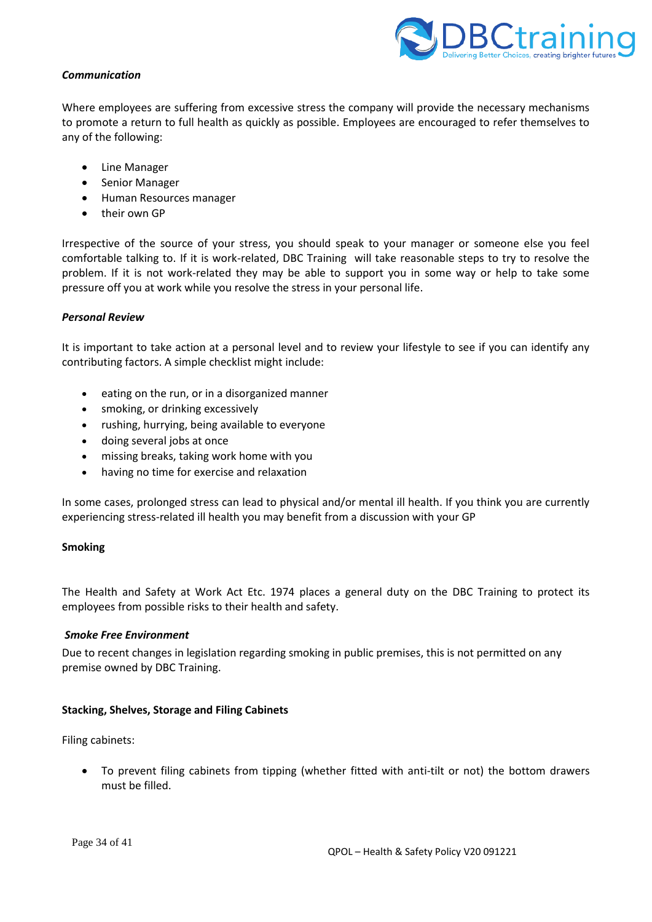***Communication***

Where employees are suffering from excessive stress the company will provide the necessary mechanisms to promote a return to full health as quickly as possible. Employees are encouraged to refer themselves to any of the following:

- Line Manager
- Senior Manager
- Human Resources manager
- their own GP

Irrespective of the source of your stress, you should speak to your manager or someone else you feel comfortable talking to. If it is work-related, DBC Training will take reasonable steps to try to resolve the problem. If it is not work-related they may be able to support you in some way or help to take some pressure off you at work while you resolve the stress in your personal life.

***Personal Review***

It is important to take action at a personal level and to review your lifestyle to see if you can identify any contributing factors. A simple checklist might include:

- eating on the run, or in a disorganized manner
- smoking, or drinking excessively
- rushing, hurrying, being available to everyone
- doing several jobs at once
- missing breaks, taking work home with you
- having no time for exercise and relaxation

In some cases, prolonged stress can lead to physical and/or mental ill health. If you think you are currently experiencing stress-related ill health you may benefit from a discussion with your GP

**Smoking**

The Health and Safety at Work Act Etc. 1974 places a general duty on the DBC Training to protect its employees from possible risks to their health and safety.

***Smoke Free Environment***

Due to recent changes in legislation regarding smoking in public premises, this is not permitted on any premise owned by DBC Training.

**Stacking, Shelves, Storage and Filing Cabinets**

Filing cabinets:

- To prevent filing cabinets from tipping (whether fitted with anti-tilt or not) the bottom drawers must be filled.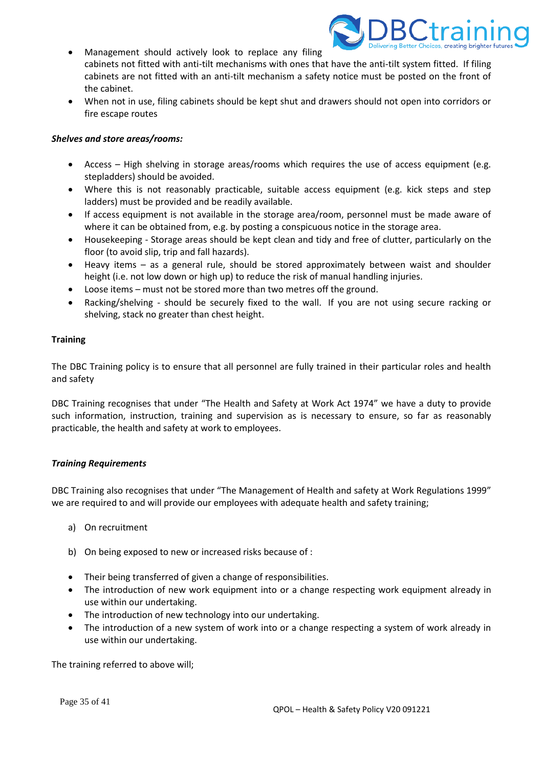- Management should actively look to replace any filing cabinets not fitted with anti-tilt mechanisms with ones that have the anti-tilt system fitted. If filing cabinets are not fitted with an anti-tilt mechanism a safety notice must be posted on the front of the cabinet.
- When not in use, filing cabinets should be kept shut and drawers should not open into corridors or fire escape routes

***Shelves and store areas/rooms:***

- Access – High shelving in storage areas/rooms which requires the use of access equipment (e.g. stepladders) should be avoided.
- Where this is not reasonably practicable, suitable access equipment (e.g. kick steps and step ladders) must be provided and be readily available.
- If access equipment is not available in the storage area/room, personnel must be made aware of where it can be obtained from, e.g. by posting a conspicuous notice in the storage area.
- Housekeeping - Storage areas should be kept clean and tidy and free of clutter, particularly on the floor (to avoid slip, trip and fall hazards).
- Heavy items – as a general rule, should be stored approximately between waist and shoulder height (i.e. not low down or high up) to reduce the risk of manual handling injuries.
- Loose items – must not be stored more than two metres off the ground.
- Racking/shelving - should be securely fixed to the wall. If you are not using secure racking or shelving, stack no greater than chest height.

**Training**

The DBC Training policy is to ensure that all personnel are fully trained in their particular roles and health and safety

DBC Training recognises that under "The Health and Safety at Work Act 1974" we have a duty to provide such information, instruction, training and supervision as is necessary to ensure, so far as reasonably practicable, the health and safety at work to employees.

***Training Requirements***

DBC Training also recognises that under "The Management of Health and safety at Work Regulations 1999" we are required to and will provide our employees with adequate health and safety training;

a) On recruitment

b) On being exposed to new or increased risks because of :

- Their being transferred of given a change of responsibilities.
- The introduction of new work equipment into or a change respecting work equipment already in use within our undertaking.
- The introduction of new technology into our undertaking.
- The introduction of a new system of work into or a change respecting a system of work already in use within our undertaking.

The training referred to above will;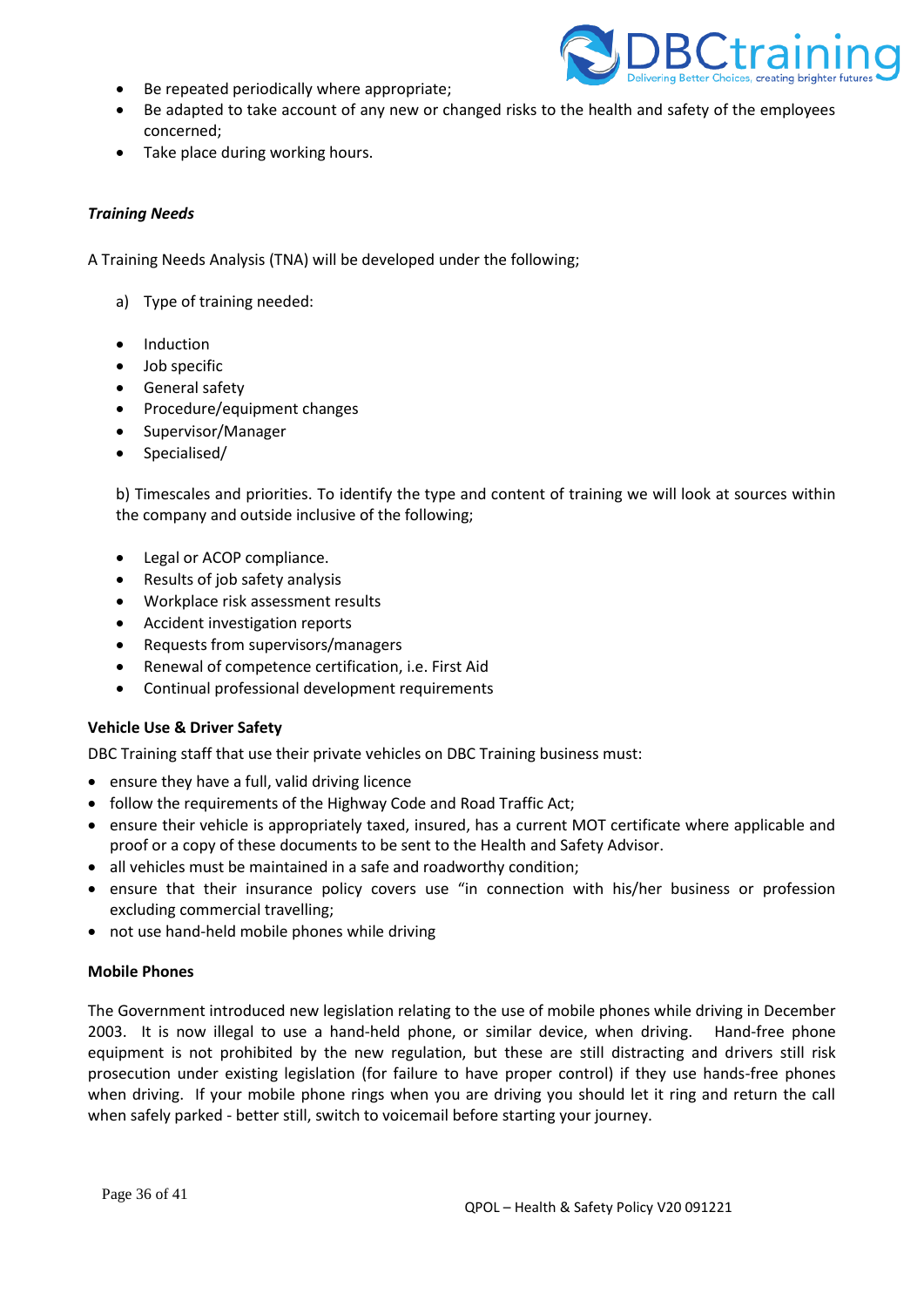- Be repeated periodically where appropriate;
- Be adapted to take account of any new or changed risks to the health and safety of the employees concerned;
- Take place during working hours.

***Training Needs***

A Training Needs Analysis (TNA) will be developed under the following;

a) Type of training needed:

- Induction
- Job specific
- General safety
- Procedure/equipment changes
- Supervisor/Manager
- Specialised/

b) Timescales and priorities. To identify the type and content of training we will look at sources within the company and outside inclusive of the following;

- Legal or ACOP compliance.
- Results of job safety analysis
- Workplace risk assessment results
- Accident investigation reports
- Requests from supervisors/managers
- Renewal of competence certification, i.e. First Aid
- Continual professional development requirements

**Vehicle Use & Driver Safety**

DBC Training staff that use their private vehicles on DBC Training business must:

- ensure they have a full, valid driving licence
- follow the requirements of the Highway Code and Road Traffic Act;
- ensure their vehicle is appropriately taxed, insured, has a current MOT certificate where applicable and proof or a copy of these documents to be sent to the Health and Safety Advisor.
- all vehicles must be maintained in a safe and roadworthy condition;
- ensure that their insurance policy covers use "in connection with his/her business or profession excluding commercial travelling;
- not use hand-held mobile phones while driving

**Mobile Phones**

The Government introduced new legislation relating to the use of mobile phones while driving in December 2003. It is now illegal to use a hand-held phone, or similar device, when driving. Hand-free phone equipment is not prohibited by the new regulation, but these are still distracting and drivers still risk prosecution under existing legislation (for failure to have proper control) if they use hands-free phones when driving. If your mobile phone rings when you are driving you should let it ring and return the call when safely parked - better still, switch to voicemail before starting your journey.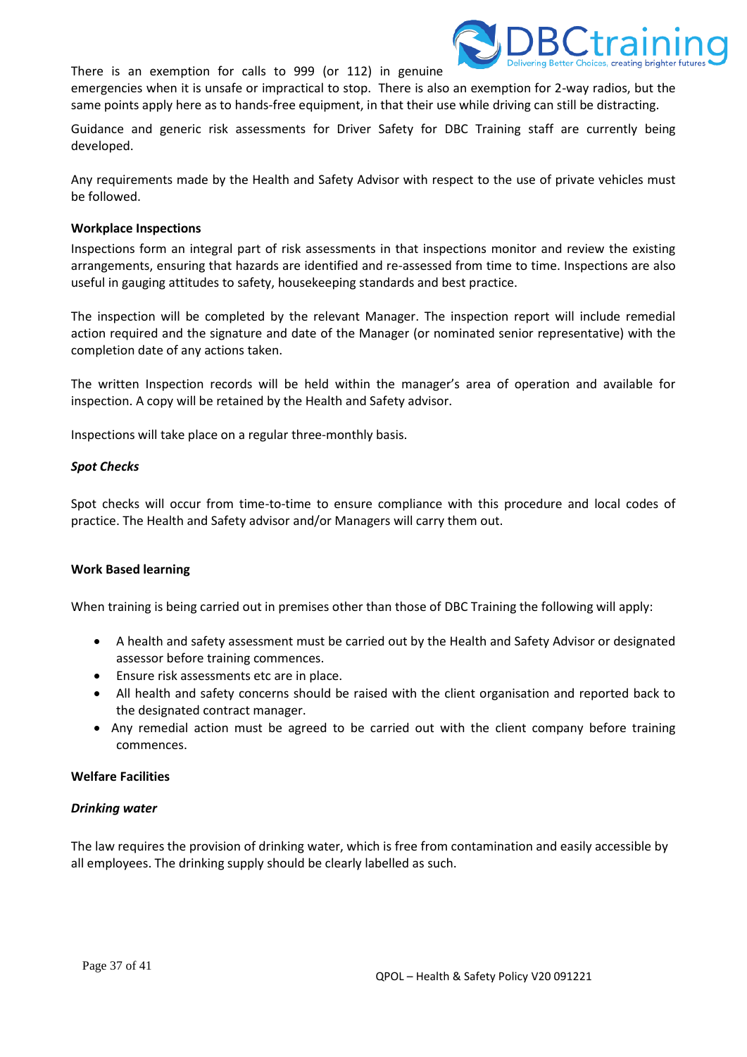There is an exemption for calls to 999 (or 112) in genuine emergencies when it is unsafe or impractical to stop. There is also an exemption for 2-way radios, but the same points apply here as to hands-free equipment, in that their use while driving can still be distracting.

Guidance and generic risk assessments for Driver Safety for DBC Training staff are currently being developed.

Any requirements made by the Health and Safety Advisor with respect to the use of private vehicles must be followed.

**Workplace Inspections**

Inspections form an integral part of risk assessments in that inspections monitor and review the existing arrangements, ensuring that hazards are identified and re-assessed from time to time. Inspections are also useful in gauging attitudes to safety, housekeeping standards and best practice.

The inspection will be completed by the relevant Manager. The inspection report will include remedial action required and the signature and date of the Manager (or nominated senior representative) with the completion date of any actions taken.

The written Inspection records will be held within the manager's area of operation and available for inspection. A copy will be retained by the Health and Safety advisor.

Inspections will take place on a regular three-monthly basis.

***Spot Checks***

Spot checks will occur from time-to-time to ensure compliance with this procedure and local codes of practice. The Health and Safety advisor and/or Managers will carry them out.

**Work Based learning**

When training is being carried out in premises other than those of DBC Training the following will apply:

- A health and safety assessment must be carried out by the Health and Safety Advisor or designated assessor before training commences.
- Ensure risk assessments etc are in place.
- All health and safety concerns should be raised with the client organisation and reported back to the designated contract manager.
- Any remedial action must be agreed to be carried out with the client company before training commences.

**Welfare Facilities**

***Drinking water***

The law requires the provision of drinking water, which is free from contamination and easily accessible by all employees. The drinking supply should be clearly labelled as such.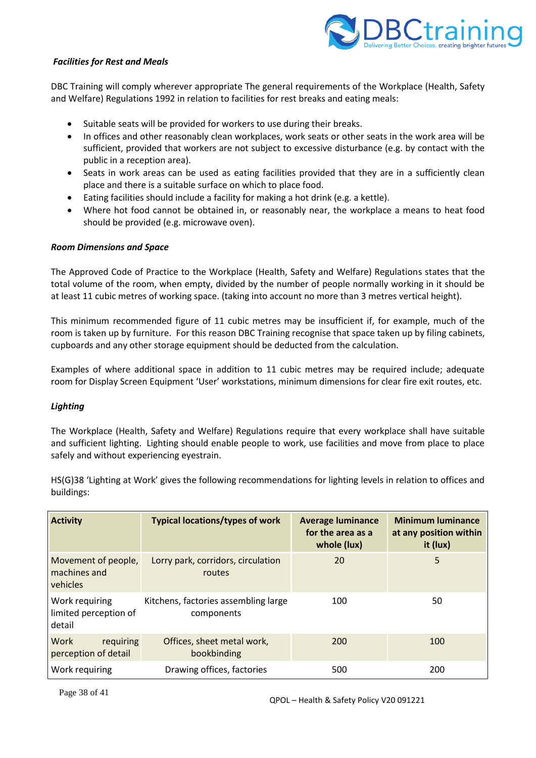***Facilities for Rest and Meals***

DBC Training will comply wherever appropriate The general requirements of the Workplace (Health, Safety and Welfare) Regulations 1992 in relation to facilities for rest breaks and eating meals:

- Suitable seats will be provided for workers to use during their breaks.
- In offices and other reasonably clean workplaces, work seats or other seats in the work area will be sufficient, provided that workers are not subject to excessive disturbance (e.g. by contact with the public in a reception area).
- Seats in work areas can be used as eating facilities provided that they are in a sufficiently clean place and there is a suitable surface on which to place food.
- Eating facilities should include a facility for making a hot drink (e.g. a kettle).
- Where hot food cannot be obtained in, or reasonably near, the workplace a means to heat food should be provided (e.g. microwave oven).

***Room Dimensions and Space***

The Approved Code of Practice to the Workplace (Health, Safety and Welfare) Regulations states that the total volume of the room, when empty, divided by the number of people normally working in it should be at least 11 cubic metres of working space. (taking into account no more than 3 metres vertical height).

This minimum recommended figure of 11 cubic metres may be insufficient if, for example, much of the room is taken up by furniture. For this reason DBC Training recognise that space taken up by filing cabinets, cupboards and any other storage equipment should be deducted from the calculation.

Examples of where additional space in addition to 11 cubic metres may be required include; adequate room for Display Screen Equipment 'User' workstations, minimum dimensions for clear fire exit routes, etc.

***Lighting***

The Workplace (Health, Safety and Welfare) Regulations require that every workplace shall have suitable and sufficient lighting. Lighting should enable people to work, use facilities and move from place to place safely and without experiencing eyestrain.

HS(G)38 'Lighting at Work' gives the following recommendations for lighting levels in relation to offices and buildings:

| Activity | Typical locations/types of work | Average luminance for the area as a whole (lux) | Minimum luminance at any position within it (lux) |
|---|---|---|---|
| Movement of people, machines and vehicles | Lorry park, corridors, circulation routes | 20 | 5 |
| Work requiring limited perception of detail | Kitchens, factories assembling large components | 100 | 50 |
| Work requiring perception of detail | Offices, sheet metal work, bookbinding | 200 | 100 |
| Work requiring | Drawing offices, factories | 500 | 200 |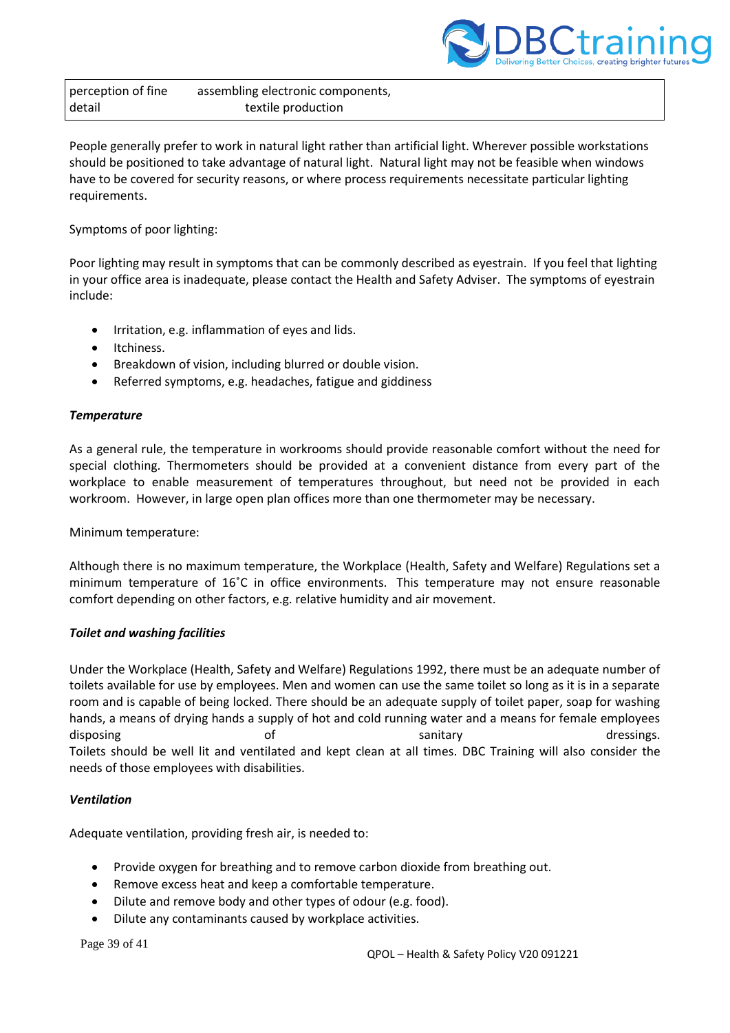| perception of fine detail | assembling electronic components, textile production |
|---|---|

People generally prefer to work in natural light rather than artificial light. Wherever possible workstations should be positioned to take advantage of natural light. Natural light may not be feasible when windows have to be covered for security reasons, or where process requirements necessitate particular lighting requirements.

Symptoms of poor lighting:

Poor lighting may result in symptoms that can be commonly described as eyestrain. If you feel that lighting in your office area is inadequate, please contact the Health and Safety Adviser. The symptoms of eyestrain include:

- Irritation, e.g. inflammation of eyes and lids.
- Itchiness.
- Breakdown of vision, including blurred or double vision.
- Referred symptoms, e.g. headaches, fatigue and giddiness

***Temperature***

As a general rule, the temperature in workrooms should provide reasonable comfort without the need for special clothing. Thermometers should be provided at a convenient distance from every part of the workplace to enable measurement of temperatures throughout, but need not be provided in each workroom. However, in large open plan offices more than one thermometer may be necessary.

Minimum temperature:

Although there is no maximum temperature, the Workplace (Health, Safety and Welfare) Regulations set a minimum temperature of 16˚C in office environments. This temperature may not ensure reasonable comfort depending on other factors, e.g. relative humidity and air movement.

***Toilet and washing facilities***

Under the Workplace (Health, Safety and Welfare) Regulations 1992, there must be an adequate number of toilets available for use by employees. Men and women can use the same toilet so long as it is in a separate room and is capable of being locked. There should be an adequate supply of toilet paper, soap for washing hands, a means of drying hands a supply of hot and cold running water and a means for female employees disposing of sanitary dressings. Toilets should be well lit and ventilated and kept clean at all times. DBC Training will also consider the needs of those employees with disabilities.

***Ventilation***

Adequate ventilation, providing fresh air, is needed to:

- Provide oxygen for breathing and to remove carbon dioxide from breathing out.
- Remove excess heat and keep a comfortable temperature.
- Dilute and remove body and other types of odour (e.g. food).
- Dilute any contaminants caused by workplace activities.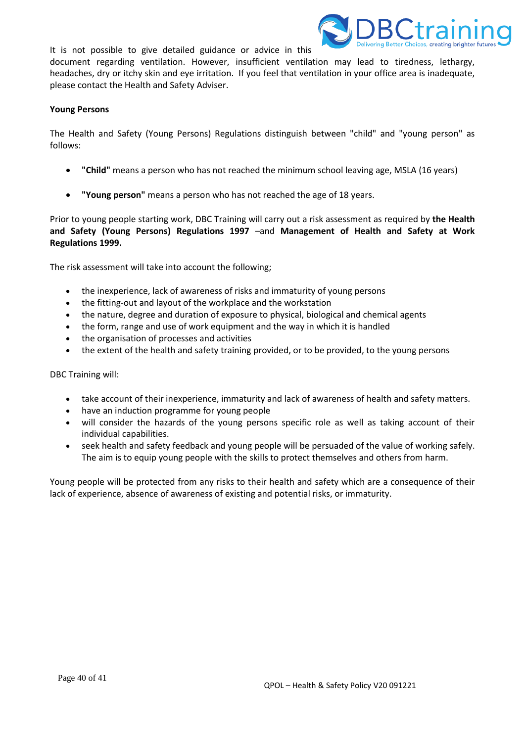It is not possible to give detailed guidance or advice in this document regarding ventilation. However, insufficient ventilation may lead to tiredness, lethargy, headaches, dry or itchy skin and eye irritation. If you feel that ventilation in your office area is inadequate, please contact the Health and Safety Adviser.

**Young Persons**

The Health and Safety (Young Persons) Regulations distinguish between "child" and "young person" as follows:

- **"Child"** means a person who has not reached the minimum school leaving age, MSLA (16 years)

- **"Young person"** means a person who has not reached the age of 18 years.

Prior to young people starting work, DBC Training will carry out a risk assessment as required by **the Health and Safety (Young Persons) Regulations 1997** –and **Management of Health and Safety at Work Regulations 1999.**

The risk assessment will take into account the following;

- the inexperience, lack of awareness of risks and immaturity of young persons
- the fitting-out and layout of the workplace and the workstation
- the nature, degree and duration of exposure to physical, biological and chemical agents
- the form, range and use of work equipment and the way in which it is handled
- the organisation of processes and activities
- the extent of the health and safety training provided, or to be provided, to the young persons

DBC Training will:

- take account of their inexperience, immaturity and lack of awareness of health and safety matters.
- have an induction programme for young people
- will consider the hazards of the young persons specific role as well as taking account of their individual capabilities.
- seek health and safety feedback and young people will be persuaded of the value of working safely. The aim is to equip young people with the skills to protect themselves and others from harm.

Young people will be protected from any risks to their health and safety which are a consequence of their lack of experience, absence of awareness of existing and potential risks, or immaturity.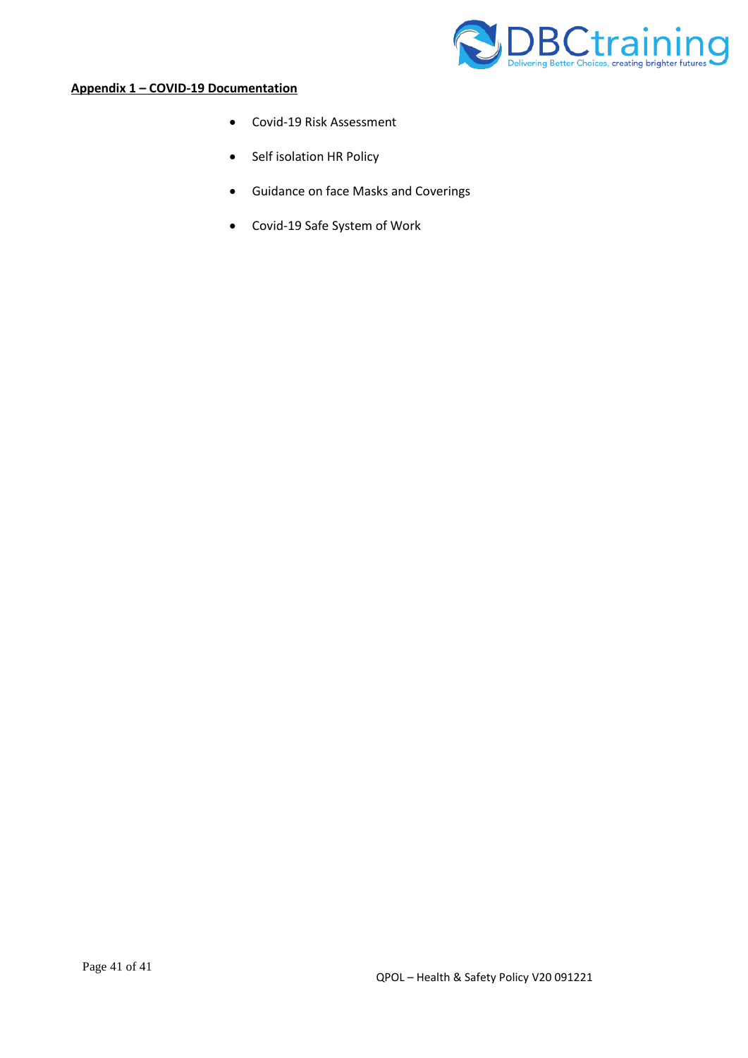**Appendix 1 – COVID-19 Documentation**

- Covid-19 Risk Assessment
- Self isolation HR Policy
- Guidance on face Masks and Coverings
- Covid-19 Safe System of Work